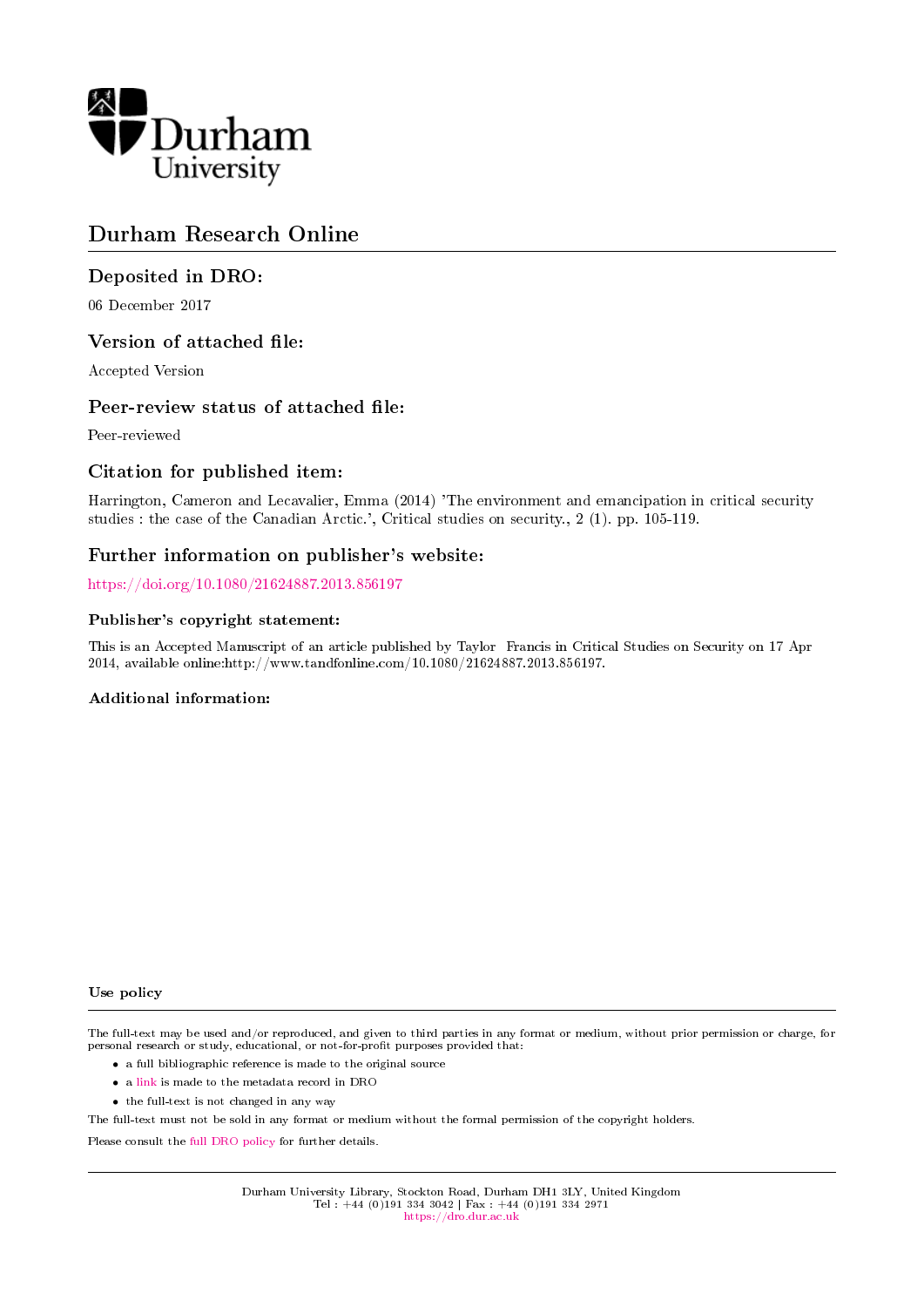Durham University

# Durham Research Online

## Deposited in DRO:

06 December 2017

## Version of attached file:

Accepted Version

## Peer-review status of attached file:

Peer-reviewed

## Citation for published item:

Harrington, Cameron and Lecavalier, Emma (2014) 'The environment and emancipation in critical security studies : the case of the Canadian Arctic.', Critical studies on security., 2 (1). pp. 105-119.

## Further information on publisher's website:

https://doi.org/10.1080/21624887.2013.856197

### Publisher's copyright statement:

This is an Accepted Manuscript of an article published by Taylor Francis in Critical Studies on Security on 17 Apr 2014, available online:http://www.tandfonline.com/10.1080/21624887.2013.856197.

### Additional information:

#### Use policy

The full-text may be used and/or reproduced, and given to third parties in any format or medium, without prior permission or charge, for personal research or study, educational, or not-for-profit purposes provided that:

- a full bibliographic reference is made to the original source
- a link is made to the metadata record in DRO
- the full-text is not changed in any way

The full-text must not be sold in any format or medium without the formal permission of the copyright holders.

Please consult the full DRO policy for further details.

Durham University Library, Stockton Road, Durham DH1 3LY, United Kingdom
Tel : +44 (0)191 334 3042 | Fax : +44 (0)191 334 2971
https://dro.dur.ac.uk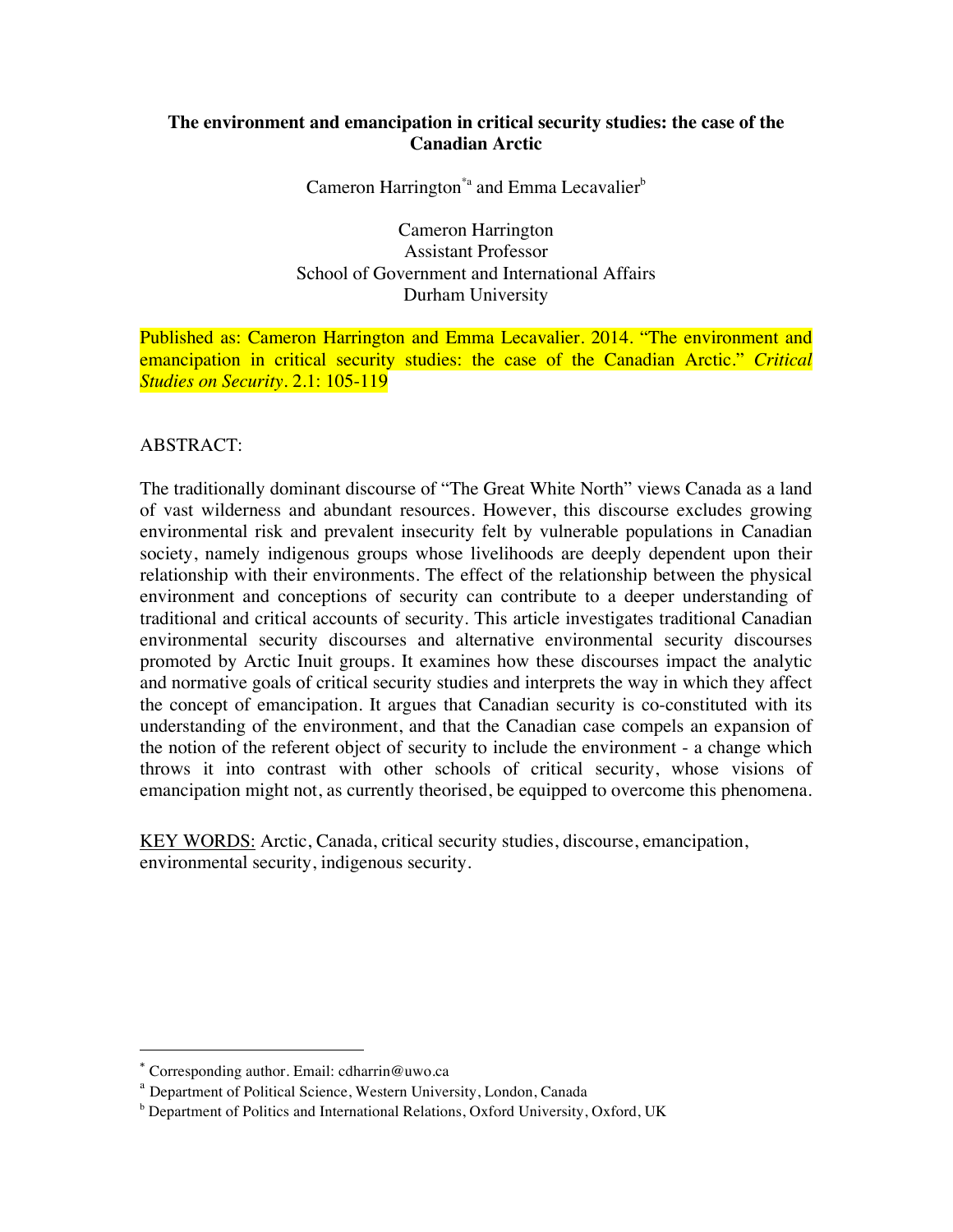**The environment and emancipation in critical security studies: the case of the Canadian Arctic**

Cameron Harrington[*a] and Emma Lecavalier[b]

Cameron Harrington
Assistant Professor
School of Government and International Affairs
Durham University

Published as: Cameron Harrington and Emma Lecavalier. 2014. "The environment and emancipation in critical security studies: the case of the Canadian Arctic." *Critical Studies on Security*. 2.1: 105-119

ABSTRACT:

The traditionally dominant discourse of "The Great White North" views Canada as a land of vast wilderness and abundant resources. However, this discourse excludes growing environmental risk and prevalent insecurity felt by vulnerable populations in Canadian society, namely indigenous groups whose livelihoods are deeply dependent upon their relationship with their environments. The effect of the relationship between the physical environment and conceptions of security can contribute to a deeper understanding of traditional and critical accounts of security. This article investigates traditional Canadian environmental security discourses and alternative environmental security discourses promoted by Arctic Inuit groups. It examines how these discourses impact the analytic and normative goals of critical security studies and interprets the way in which they affect the concept of emancipation. It argues that Canadian security is co-constituted with its understanding of the environment, and that the Canadian case compels an expansion of the notion of the referent object of security to include the environment - a change which throws it into contrast with other schools of critical security, whose visions of emancipation might not, as currently theorised, be equipped to overcome this phenomena.

KEY WORDS: Arctic, Canada, critical security studies, discourse, emancipation, environmental security, indigenous security.

---

[*] Corresponding author. Email: cdharrin@uwo.ca

[a] Department of Political Science, Western University, London, Canada

[b] Department of Politics and International Relations, Oxford University, Oxford, UK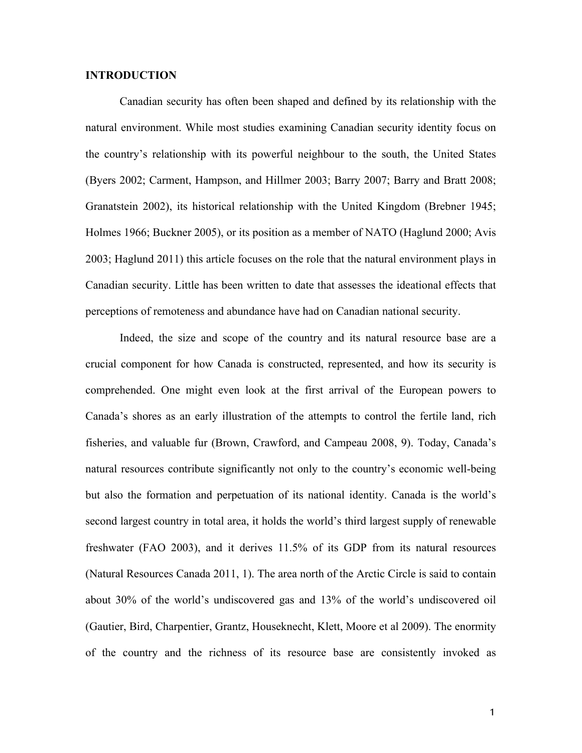## INTRODUCTION

Canadian security has often been shaped and defined by its relationship with the natural environment. While most studies examining Canadian security identity focus on the country's relationship with its powerful neighbour to the south, the United States (Byers 2002; Carment, Hampson, and Hillmer 2003; Barry 2007; Barry and Bratt 2008; Granatstein 2002), its historical relationship with the United Kingdom (Brebner 1945; Holmes 1966; Buckner 2005), or its position as a member of NATO (Haglund 2000; Avis 2003; Haglund 2011) this article focuses on the role that the natural environment plays in Canadian security. Little has been written to date that assesses the ideational effects that perceptions of remoteness and abundance have had on Canadian national security.

Indeed, the size and scope of the country and its natural resource base are a crucial component for how Canada is constructed, represented, and how its security is comprehended. One might even look at the first arrival of the European powers to Canada's shores as an early illustration of the attempts to control the fertile land, rich fisheries, and valuable fur (Brown, Crawford, and Campeau 2008, 9). Today, Canada's natural resources contribute significantly not only to the country's economic well-being but also the formation and perpetuation of its national identity. Canada is the world's second largest country in total area, it holds the world's third largest supply of renewable freshwater (FAO 2003), and it derives 11.5% of its GDP from its natural resources (Natural Resources Canada 2011, 1). The area north of the Arctic Circle is said to contain about 30% of the world's undiscovered gas and 13% of the world's undiscovered oil (Gautier, Bird, Charpentier, Grantz, Houseknecht, Klett, Moore et al 2009). The enormity of the country and the richness of its resource base are consistently invoked as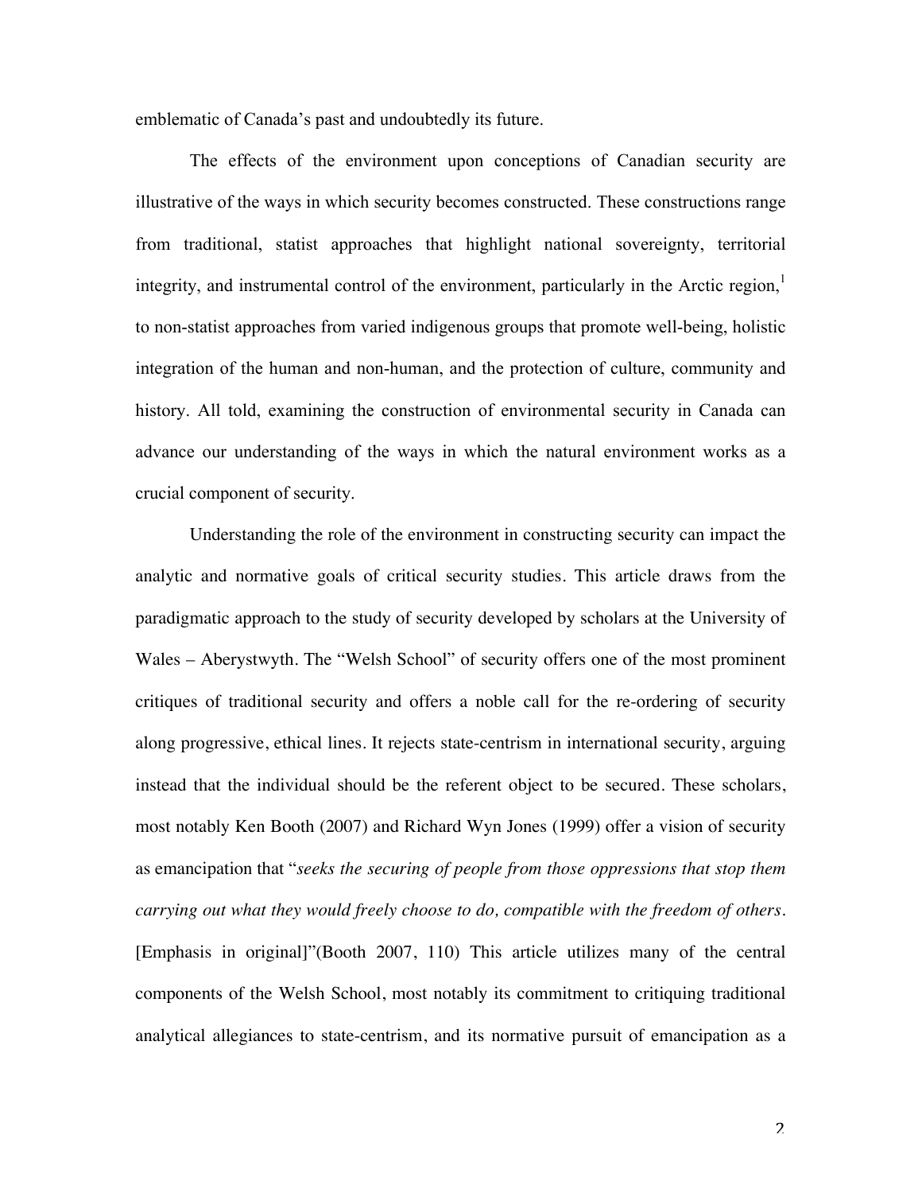emblematic of Canada's past and undoubtedly its future.

The effects of the environment upon conceptions of Canadian security are illustrative of the ways in which security becomes constructed. These constructions range from traditional, statist approaches that highlight national sovereignty, territorial integrity, and instrumental control of the environment, particularly in the Arctic region,[1] to non-statist approaches from varied indigenous groups that promote well-being, holistic integration of the human and non-human, and the protection of culture, community and history. All told, examining the construction of environmental security in Canada can advance our understanding of the ways in which the natural environment works as a crucial component of security.

Understanding the role of the environment in constructing security can impact the analytic and normative goals of critical security studies. This article draws from the paradigmatic approach to the study of security developed by scholars at the University of Wales – Aberystwyth. The "Welsh School" of security offers one of the most prominent critiques of traditional security and offers a noble call for the re-ordering of security along progressive, ethical lines. It rejects state-centrism in international security, arguing instead that the individual should be the referent object to be secured. These scholars, most notably Ken Booth (2007) and Richard Wyn Jones (1999) offer a vision of security as emancipation that "*seeks the securing of people from those oppressions that stop them carrying out what they would freely choose to do, compatible with the freedom of others*. [Emphasis in original]"(Booth 2007, 110) This article utilizes many of the central components of the Welsh School, most notably its commitment to critiquing traditional analytical allegiances to state-centrism, and its normative pursuit of emancipation as a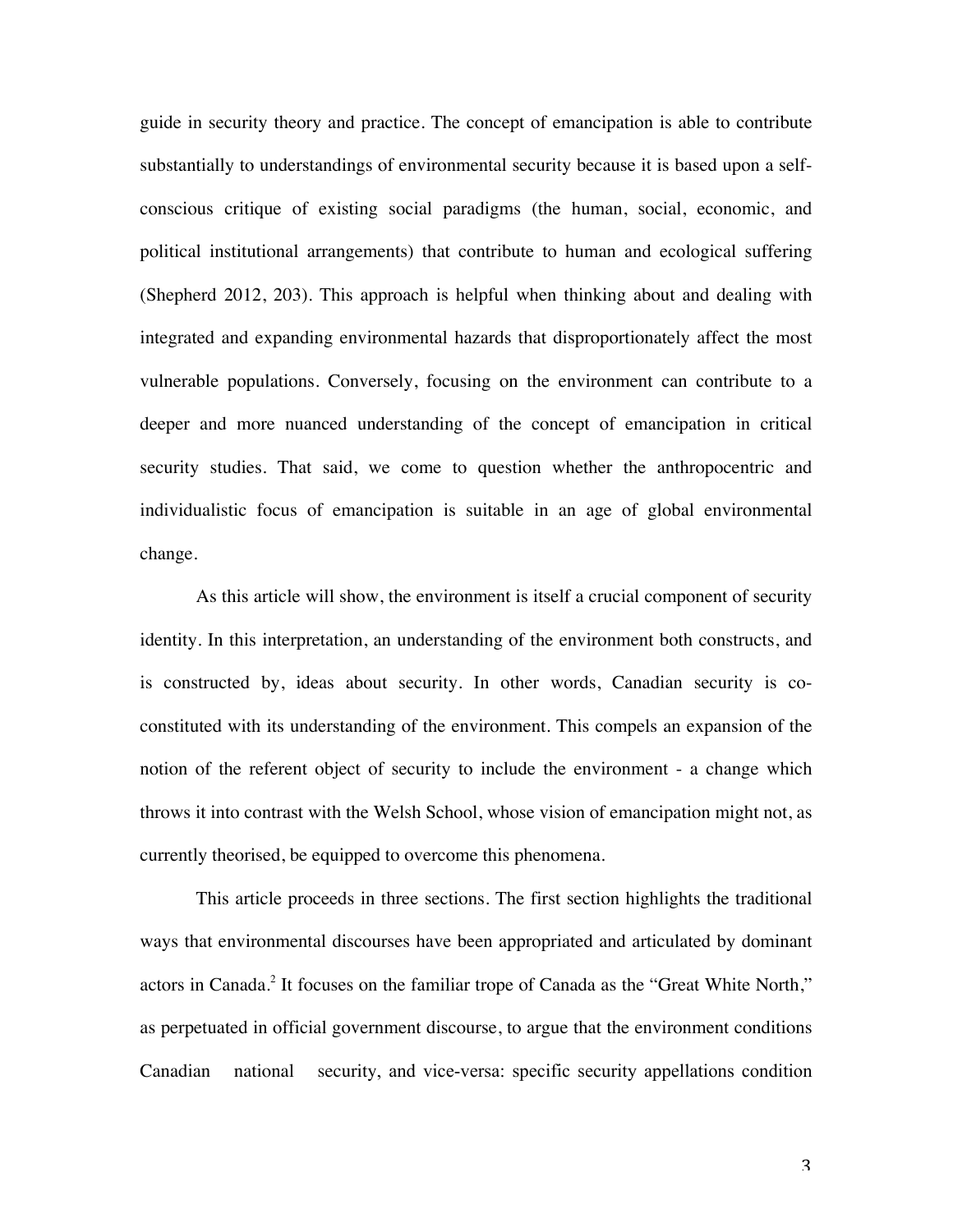guide in security theory and practice. The concept of emancipation is able to contribute substantially to understandings of environmental security because it is based upon a self-conscious critique of existing social paradigms (the human, social, economic, and political institutional arrangements) that contribute to human and ecological suffering (Shepherd 2012, 203). This approach is helpful when thinking about and dealing with integrated and expanding environmental hazards that disproportionately affect the most vulnerable populations. Conversely, focusing on the environment can contribute to a deeper and more nuanced understanding of the concept of emancipation in critical security studies. That said, we come to question whether the anthropocentric and individualistic focus of emancipation is suitable in an age of global environmental change.

As this article will show, the environment is itself a crucial component of security identity. In this interpretation, an understanding of the environment both constructs, and is constructed by, ideas about security. In other words, Canadian security is co-constituted with its understanding of the environment. This compels an expansion of the notion of the referent object of security to include the environment - a change which throws it into contrast with the Welsh School, whose vision of emancipation might not, as currently theorised, be equipped to overcome this phenomena.

This article proceeds in three sections. The first section highlights the traditional ways that environmental discourses have been appropriated and articulated by dominant actors in Canada.[2] It focuses on the familiar trope of Canada as the "Great White North," as perpetuated in official government discourse, to argue that the environment conditions Canadian national security, and vice-versa: specific security appellations condition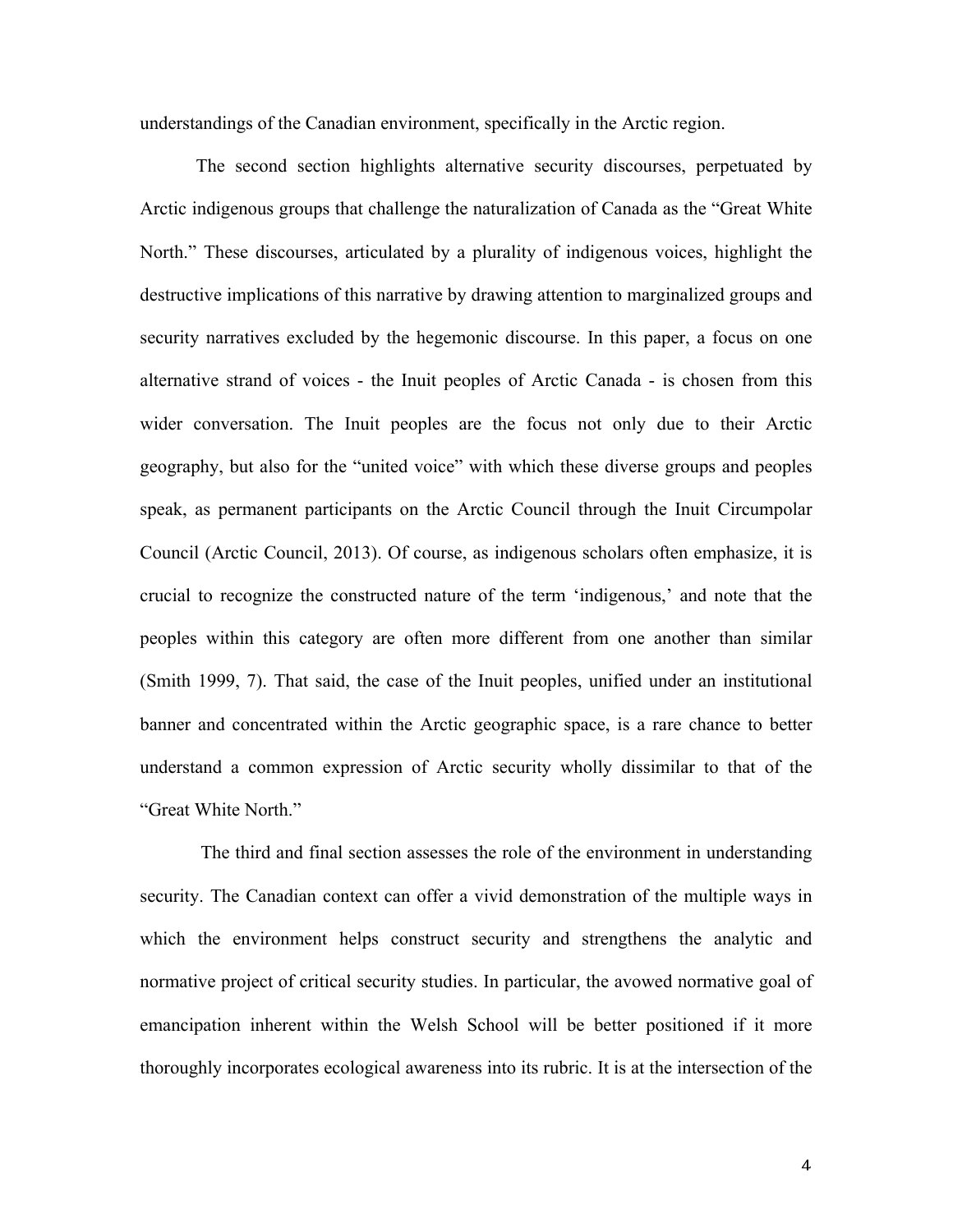understandings of the Canadian environment, specifically in the Arctic region.

The second section highlights alternative security discourses, perpetuated by Arctic indigenous groups that challenge the naturalization of Canada as the "Great White North." These discourses, articulated by a plurality of indigenous voices, highlight the destructive implications of this narrative by drawing attention to marginalized groups and security narratives excluded by the hegemonic discourse. In this paper, a focus on one alternative strand of voices - the Inuit peoples of Arctic Canada - is chosen from this wider conversation. The Inuit peoples are the focus not only due to their Arctic geography, but also for the "united voice" with which these diverse groups and peoples speak, as permanent participants on the Arctic Council through the Inuit Circumpolar Council (Arctic Council, 2013). Of course, as indigenous scholars often emphasize, it is crucial to recognize the constructed nature of the term 'indigenous,' and note that the peoples within this category are often more different from one another than similar (Smith 1999, 7). That said, the case of the Inuit peoples, unified under an institutional banner and concentrated within the Arctic geographic space, is a rare chance to better understand a common expression of Arctic security wholly dissimilar to that of the "Great White North."

The third and final section assesses the role of the environment in understanding security. The Canadian context can offer a vivid demonstration of the multiple ways in which the environment helps construct security and strengthens the analytic and normative project of critical security studies. In particular, the avowed normative goal of emancipation inherent within the Welsh School will be better positioned if it more thoroughly incorporates ecological awareness into its rubric. It is at the intersection of the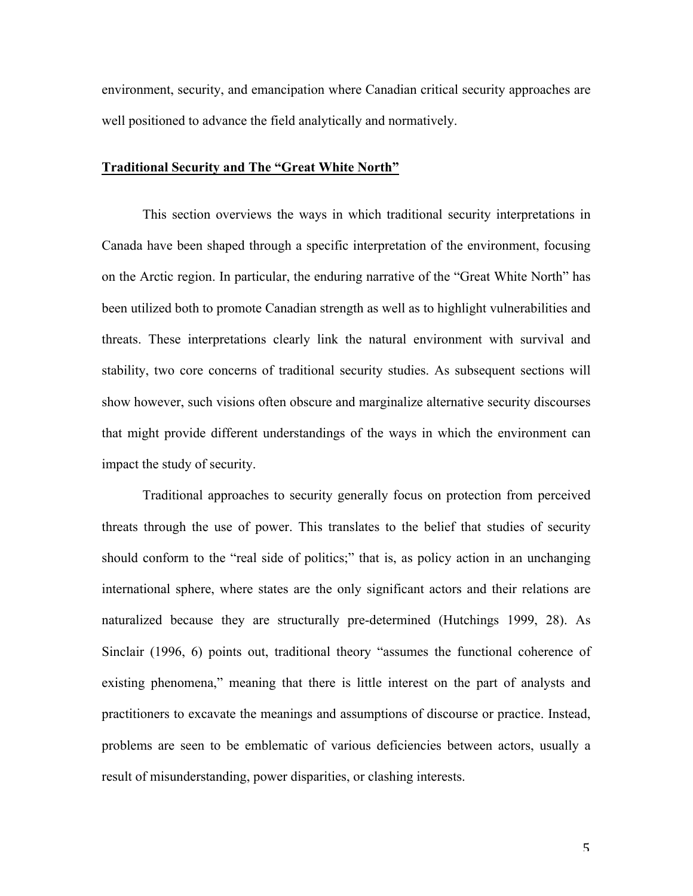environment, security, and emancipation where Canadian critical security approaches are well positioned to advance the field analytically and normatively.

## Traditional Security and The "Great White North"

This section overviews the ways in which traditional security interpretations in Canada have been shaped through a specific interpretation of the environment, focusing on the Arctic region. In particular, the enduring narrative of the "Great White North" has been utilized both to promote Canadian strength as well as to highlight vulnerabilities and threats. These interpretations clearly link the natural environment with survival and stability, two core concerns of traditional security studies. As subsequent sections will show however, such visions often obscure and marginalize alternative security discourses that might provide different understandings of the ways in which the environment can impact the study of security.

Traditional approaches to security generally focus on protection from perceived threats through the use of power. This translates to the belief that studies of security should conform to the "real side of politics;" that is, as policy action in an unchanging international sphere, where states are the only significant actors and their relations are naturalized because they are structurally pre-determined (Hutchings 1999, 28). As Sinclair (1996, 6) points out, traditional theory "assumes the functional coherence of existing phenomena," meaning that there is little interest on the part of analysts and practitioners to excavate the meanings and assumptions of discourse or practice. Instead, problems are seen to be emblematic of various deficiencies between actors, usually a result of misunderstanding, power disparities, or clashing interests.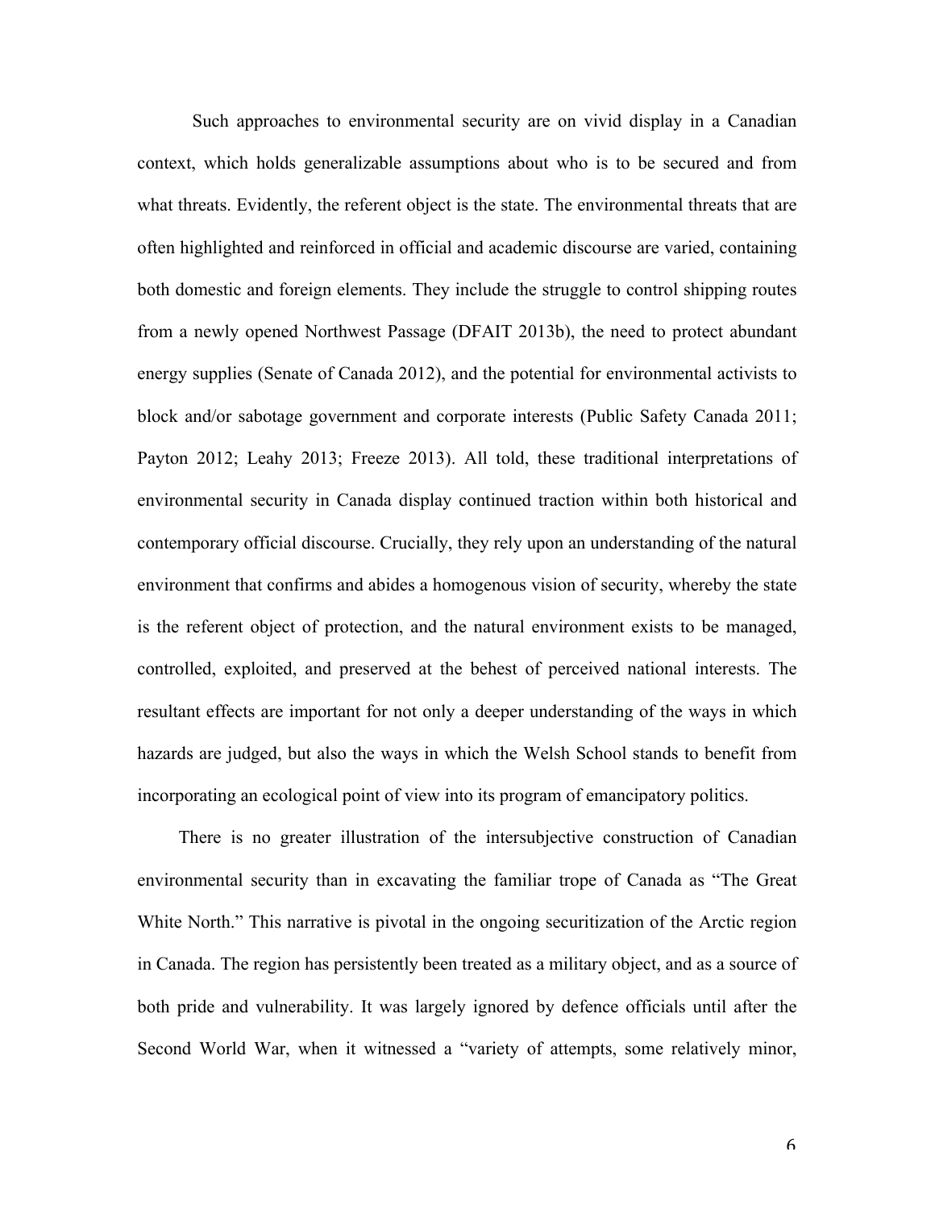Such approaches to environmental security are on vivid display in a Canadian context, which holds generalizable assumptions about who is to be secured and from what threats. Evidently, the referent object is the state. The environmental threats that are often highlighted and reinforced in official and academic discourse are varied, containing both domestic and foreign elements. They include the struggle to control shipping routes from a newly opened Northwest Passage (DFAIT 2013b), the need to protect abundant energy supplies (Senate of Canada 2012), and the potential for environmental activists to block and/or sabotage government and corporate interests (Public Safety Canada 2011; Payton 2012; Leahy 2013; Freeze 2013). All told, these traditional interpretations of environmental security in Canada display continued traction within both historical and contemporary official discourse. Crucially, they rely upon an understanding of the natural environment that confirms and abides a homogenous vision of security, whereby the state is the referent object of protection, and the natural environment exists to be managed, controlled, exploited, and preserved at the behest of perceived national interests. The resultant effects are important for not only a deeper understanding of the ways in which hazards are judged, but also the ways in which the Welsh School stands to benefit from incorporating an ecological point of view into its program of emancipatory politics.

There is no greater illustration of the intersubjective construction of Canadian environmental security than in excavating the familiar trope of Canada as "The Great White North." This narrative is pivotal in the ongoing securitization of the Arctic region in Canada. The region has persistently been treated as a military object, and as a source of both pride and vulnerability. It was largely ignored by defence officials until after the Second World War, when it witnessed a "variety of attempts, some relatively minor,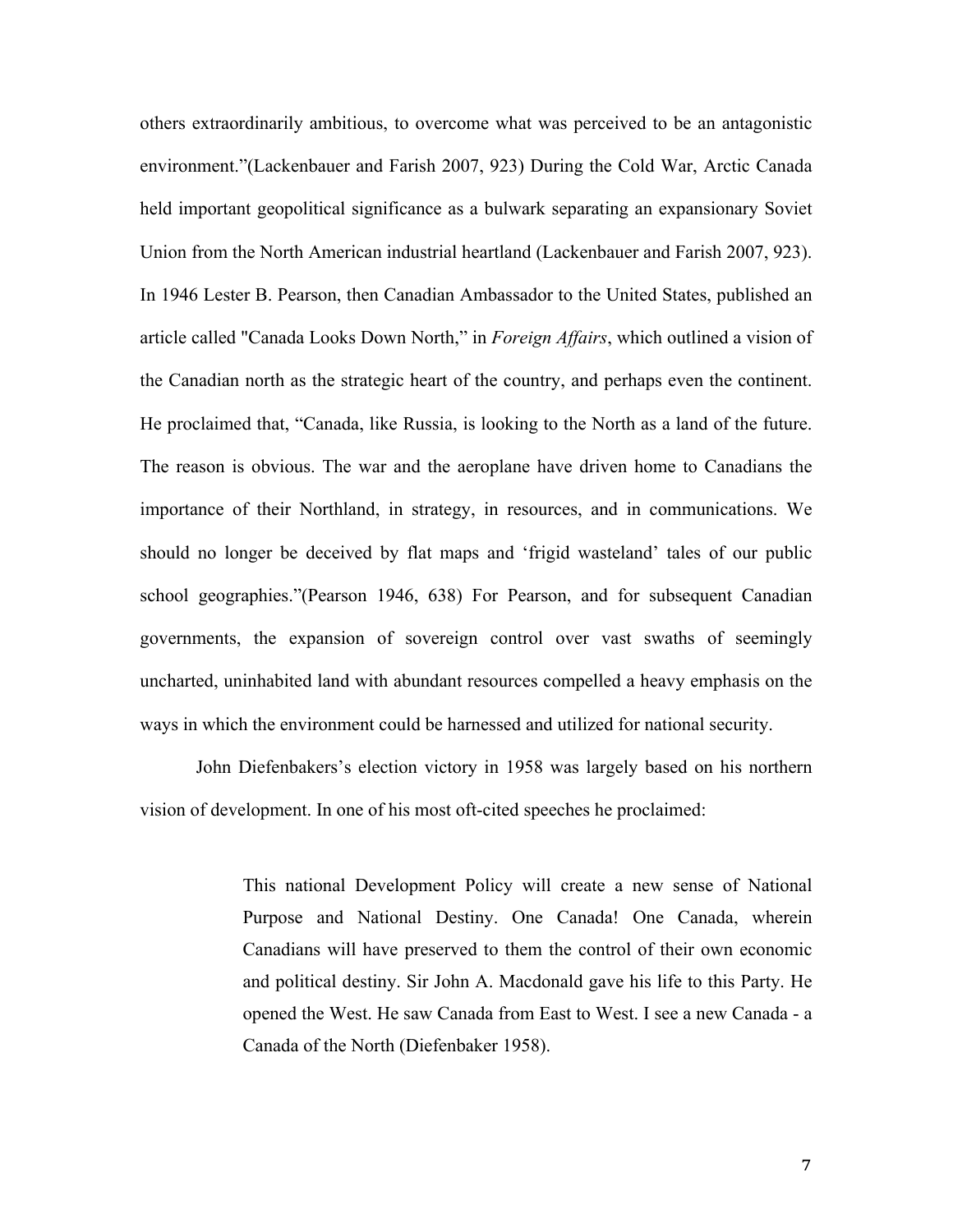others extraordinarily ambitious, to overcome what was perceived to be an antagonistic environment."(Lackenbauer and Farish 2007, 923) During the Cold War, Arctic Canada held important geopolitical significance as a bulwark separating an expansionary Soviet Union from the North American industrial heartland (Lackenbauer and Farish 2007, 923). In 1946 Lester B. Pearson, then Canadian Ambassador to the United States, published an article called "Canada Looks Down North," in *Foreign Affairs*, which outlined a vision of the Canadian north as the strategic heart of the country, and perhaps even the continent. He proclaimed that, "Canada, like Russia, is looking to the North as a land of the future. The reason is obvious. The war and the aeroplane have driven home to Canadians the importance of their Northland, in strategy, in resources, and in communications. We should no longer be deceived by flat maps and 'frigid wasteland' tales of our public school geographies."(Pearson 1946, 638) For Pearson, and for subsequent Canadian governments, the expansion of sovereign control over vast swaths of seemingly uncharted, uninhabited land with abundant resources compelled a heavy emphasis on the ways in which the environment could be harnessed and utilized for national security.

John Diefenbakers's election victory in 1958 was largely based on his northern vision of development. In one of his most oft-cited speeches he proclaimed:

> This national Development Policy will create a new sense of National Purpose and National Destiny. One Canada! One Canada, wherein Canadians will have preserved to them the control of their own economic and political destiny. Sir John A. Macdonald gave his life to this Party. He opened the West. He saw Canada from East to West. I see a new Canada - a Canada of the North (Diefenbaker 1958).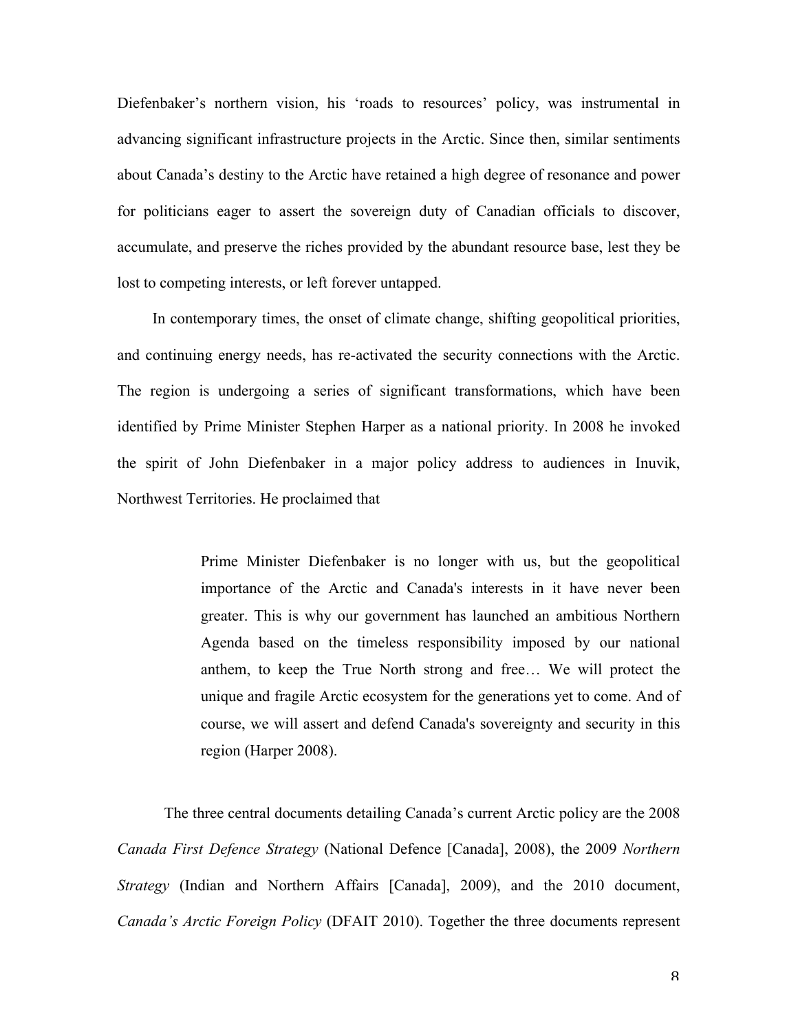Diefenbaker's northern vision, his 'roads to resources' policy, was instrumental in advancing significant infrastructure projects in the Arctic. Since then, similar sentiments about Canada's destiny to the Arctic have retained a high degree of resonance and power for politicians eager to assert the sovereign duty of Canadian officials to discover, accumulate, and preserve the riches provided by the abundant resource base, lest they be lost to competing interests, or left forever untapped.

In contemporary times, the onset of climate change, shifting geopolitical priorities, and continuing energy needs, has re-activated the security connections with the Arctic. The region is undergoing a series of significant transformations, which have been identified by Prime Minister Stephen Harper as a national priority. In 2008 he invoked the spirit of John Diefenbaker in a major policy address to audiences in Inuvik, Northwest Territories. He proclaimed that

> Prime Minister Diefenbaker is no longer with us, but the geopolitical importance of the Arctic and Canada's interests in it have never been greater. This is why our government has launched an ambitious Northern Agenda based on the timeless responsibility imposed by our national anthem, to keep the True North strong and free… We will protect the unique and fragile Arctic ecosystem for the generations yet to come. And of course, we will assert and defend Canada's sovereignty and security in this region (Harper 2008).

The three central documents detailing Canada's current Arctic policy are the 2008 *Canada First Defence Strategy* (National Defence [Canada], 2008), the 2009 *Northern Strategy* (Indian and Northern Affairs [Canada], 2009), and the 2010 document, *Canada's Arctic Foreign Policy* (DFAIT 2010). Together the three documents represent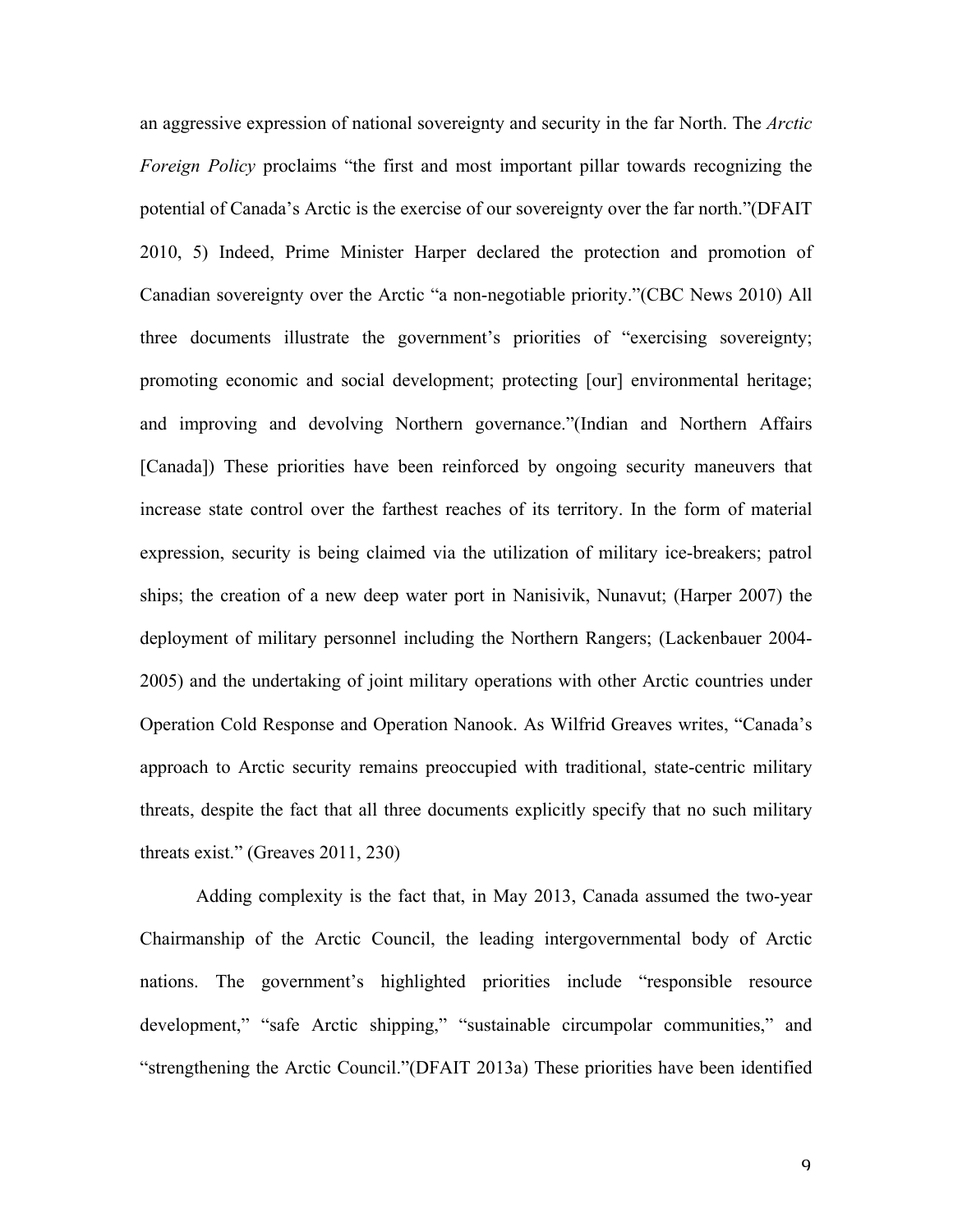an aggressive expression of national sovereignty and security in the far North. The *Arctic Foreign Policy* proclaims "the first and most important pillar towards recognizing the potential of Canada's Arctic is the exercise of our sovereignty over the far north."(DFAIT 2010, 5) Indeed, Prime Minister Harper declared the protection and promotion of Canadian sovereignty over the Arctic "a non-negotiable priority."(CBC News 2010) All three documents illustrate the government's priorities of "exercising sovereignty; promoting economic and social development; protecting [our] environmental heritage; and improving and devolving Northern governance."(Indian and Northern Affairs [Canada]) These priorities have been reinforced by ongoing security maneuvers that increase state control over the farthest reaches of its territory. In the form of material expression, security is being claimed via the utilization of military ice-breakers; patrol ships; the creation of a new deep water port in Nanisivik, Nunavut; (Harper 2007) the deployment of military personnel including the Northern Rangers; (Lackenbauer 2004-2005) and the undertaking of joint military operations with other Arctic countries under Operation Cold Response and Operation Nanook. As Wilfrid Greaves writes, "Canada's approach to Arctic security remains preoccupied with traditional, state-centric military threats, despite the fact that all three documents explicitly specify that no such military threats exist." (Greaves 2011, 230)

Adding complexity is the fact that, in May 2013, Canada assumed the two-year Chairmanship of the Arctic Council, the leading intergovernmental body of Arctic nations. The government's highlighted priorities include "responsible resource development," "safe Arctic shipping," "sustainable circumpolar communities," and "strengthening the Arctic Council."(DFAIT 2013a) These priorities have been identified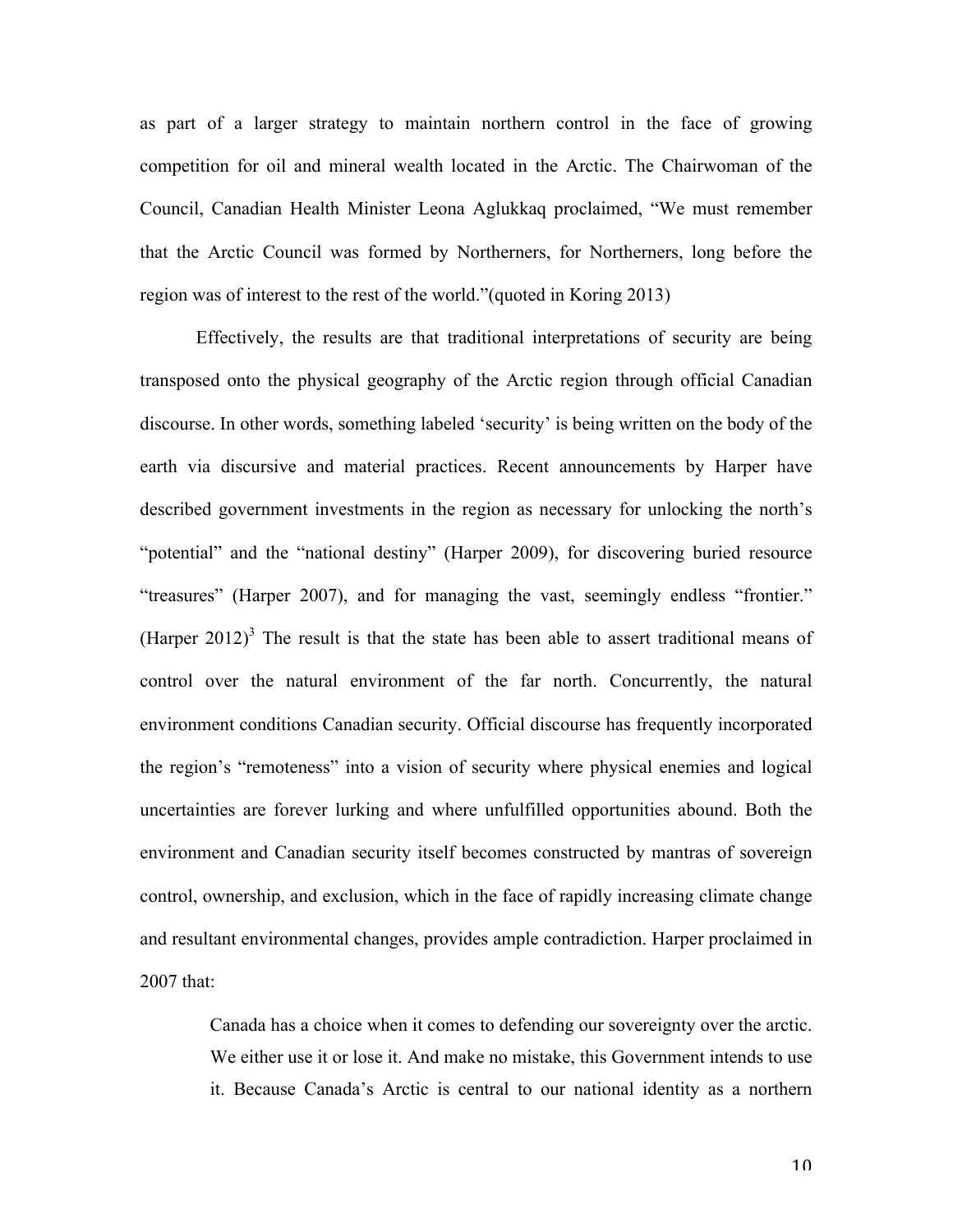as part of a larger strategy to maintain northern control in the face of growing competition for oil and mineral wealth located in the Arctic. The Chairwoman of the Council, Canadian Health Minister Leona Aglukkaq proclaimed, "We must remember that the Arctic Council was formed by Northerners, for Northerners, long before the region was of interest to the rest of the world."(quoted in Koring 2013)

Effectively, the results are that traditional interpretations of security are being transposed onto the physical geography of the Arctic region through official Canadian discourse. In other words, something labeled 'security' is being written on the body of the earth via discursive and material practices. Recent announcements by Harper have described government investments in the region as necessary for unlocking the north's "potential" and the "national destiny" (Harper 2009), for discovering buried resource "treasures" (Harper 2007), and for managing the vast, seemingly endless "frontier." (Harper 2012)[3] The result is that the state has been able to assert traditional means of control over the natural environment of the far north. Concurrently, the natural environment conditions Canadian security. Official discourse has frequently incorporated the region's "remoteness" into a vision of security where physical enemies and logical uncertainties are forever lurking and where unfulfilled opportunities abound. Both the environment and Canadian security itself becomes constructed by mantras of sovereign control, ownership, and exclusion, which in the face of rapidly increasing climate change and resultant environmental changes, provides ample contradiction. Harper proclaimed in 2007 that:

> Canada has a choice when it comes to defending our sovereignty over the arctic. We either use it or lose it. And make no mistake, this Government intends to use it. Because Canada's Arctic is central to our national identity as a northern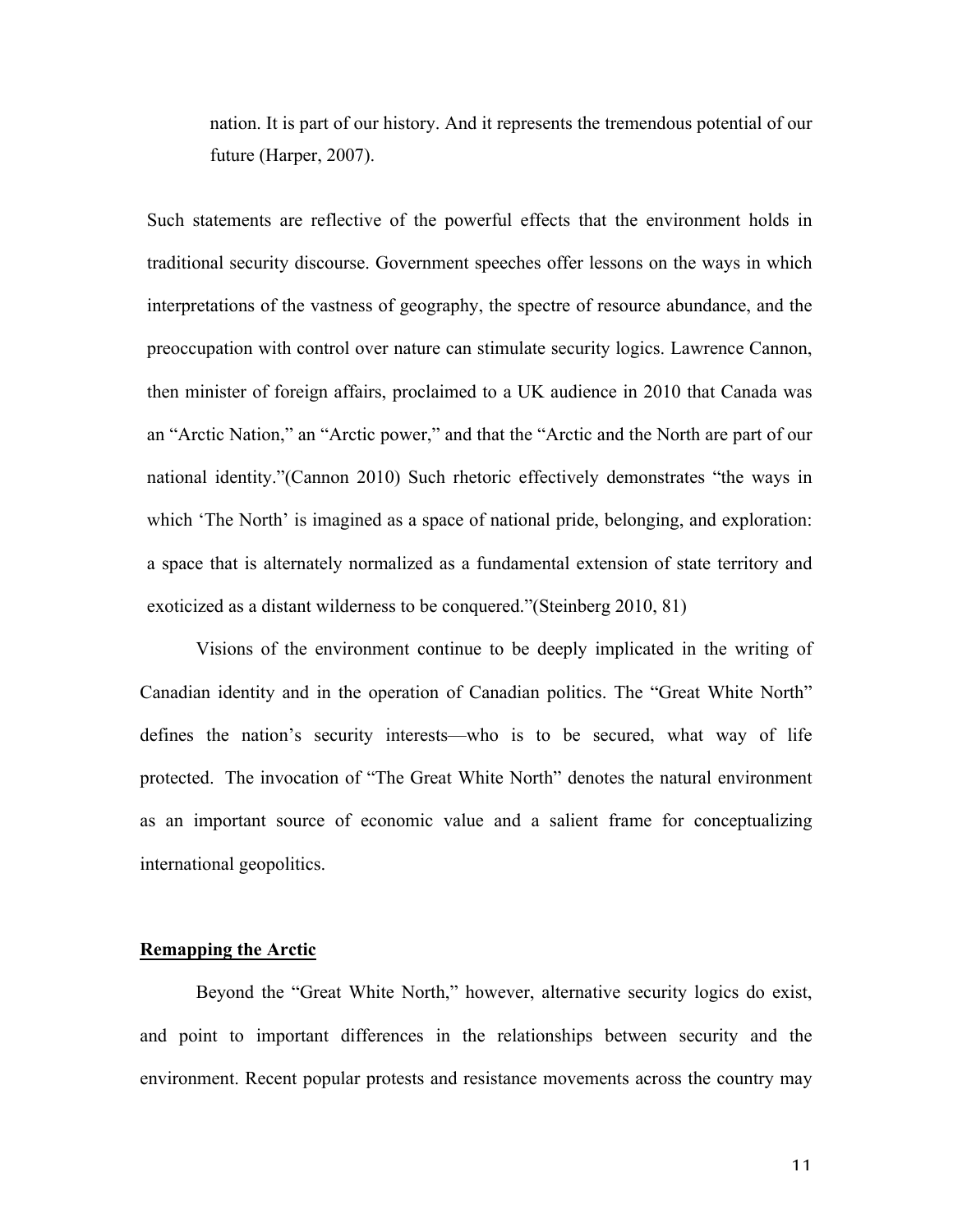> nation. It is part of our history. And it represents the tremendous potential of our future (Harper, 2007).

Such statements are reflective of the powerful effects that the environment holds in traditional security discourse. Government speeches offer lessons on the ways in which interpretations of the vastness of geography, the spectre of resource abundance, and the preoccupation with control over nature can stimulate security logics. Lawrence Cannon, then minister of foreign affairs, proclaimed to a UK audience in 2010 that Canada was an "Arctic Nation," an "Arctic power," and that the "Arctic and the North are part of our national identity."(Cannon 2010) Such rhetoric effectively demonstrates "the ways in which 'The North' is imagined as a space of national pride, belonging, and exploration: a space that is alternately normalized as a fundamental extension of state territory and exoticized as a distant wilderness to be conquered."(Steinberg 2010, 81)

Visions of the environment continue to be deeply implicated in the writing of Canadian identity and in the operation of Canadian politics. The "Great White North" defines the nation's security interests—who is to be secured, what way of life protected. The invocation of "The Great White North" denotes the natural environment as an important source of economic value and a salient frame for conceptualizing international geopolitics.

## Remapping the Arctic

Beyond the "Great White North," however, alternative security logics do exist, and point to important differences in the relationships between security and the environment. Recent popular protests and resistance movements across the country may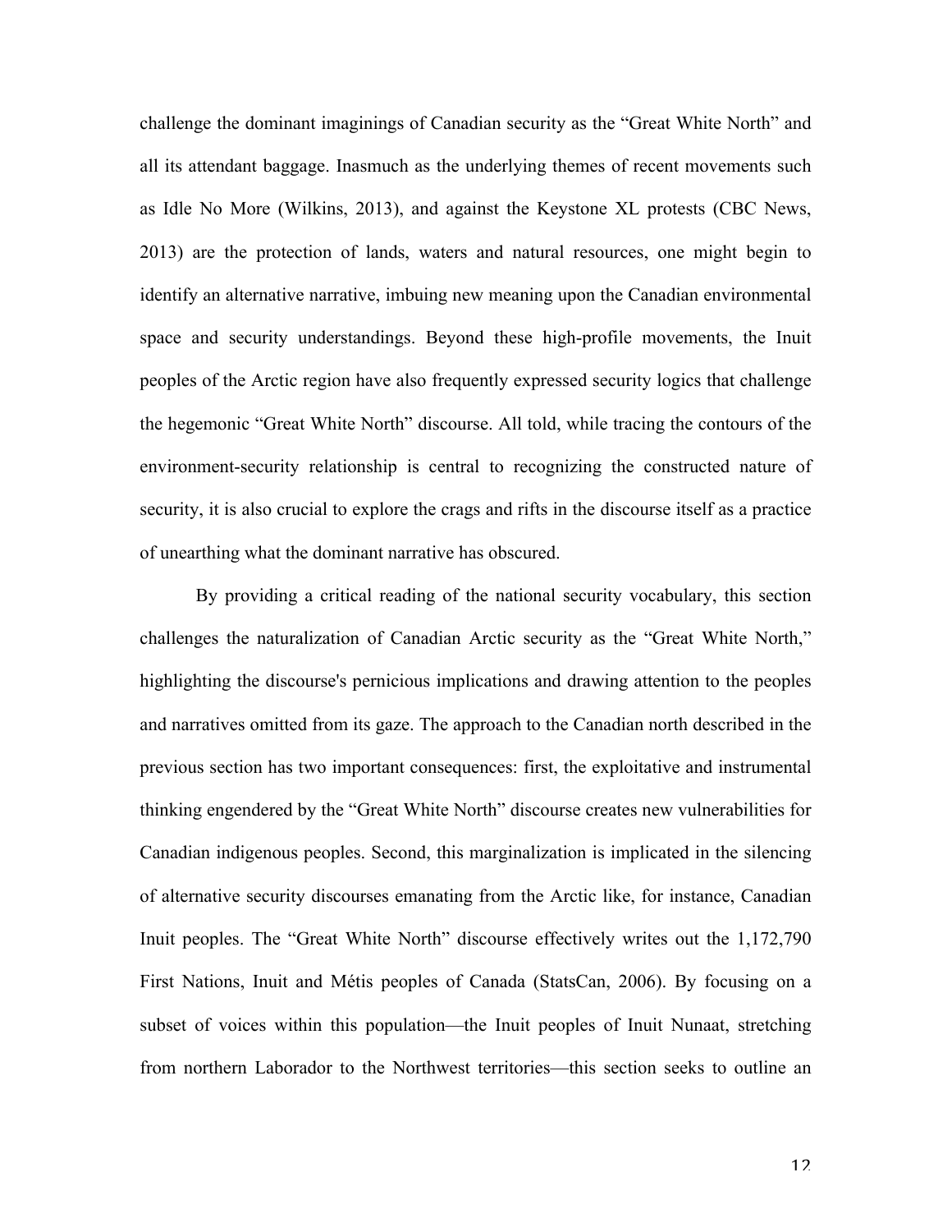challenge the dominant imaginings of Canadian security as the "Great White North" and all its attendant baggage. Inasmuch as the underlying themes of recent movements such as Idle No More (Wilkins, 2013), and against the Keystone XL protests (CBC News, 2013) are the protection of lands, waters and natural resources, one might begin to identify an alternative narrative, imbuing new meaning upon the Canadian environmental space and security understandings. Beyond these high-profile movements, the Inuit peoples of the Arctic region have also frequently expressed security logics that challenge the hegemonic "Great White North" discourse. All told, while tracing the contours of the environment-security relationship is central to recognizing the constructed nature of security, it is also crucial to explore the crags and rifts in the discourse itself as a practice of unearthing what the dominant narrative has obscured.

By providing a critical reading of the national security vocabulary, this section challenges the naturalization of Canadian Arctic security as the "Great White North," highlighting the discourse's pernicious implications and drawing attention to the peoples and narratives omitted from its gaze. The approach to the Canadian north described in the previous section has two important consequences: first, the exploitative and instrumental thinking engendered by the "Great White North" discourse creates new vulnerabilities for Canadian indigenous peoples. Second, this marginalization is implicated in the silencing of alternative security discourses emanating from the Arctic like, for instance, Canadian Inuit peoples. The "Great White North" discourse effectively writes out the 1,172,790 First Nations, Inuit and Métis peoples of Canada (StatsCan, 2006). By focusing on a subset of voices within this population—the Inuit peoples of Inuit Nunaat, stretching from northern Laborador to the Northwest territories—this section seeks to outline an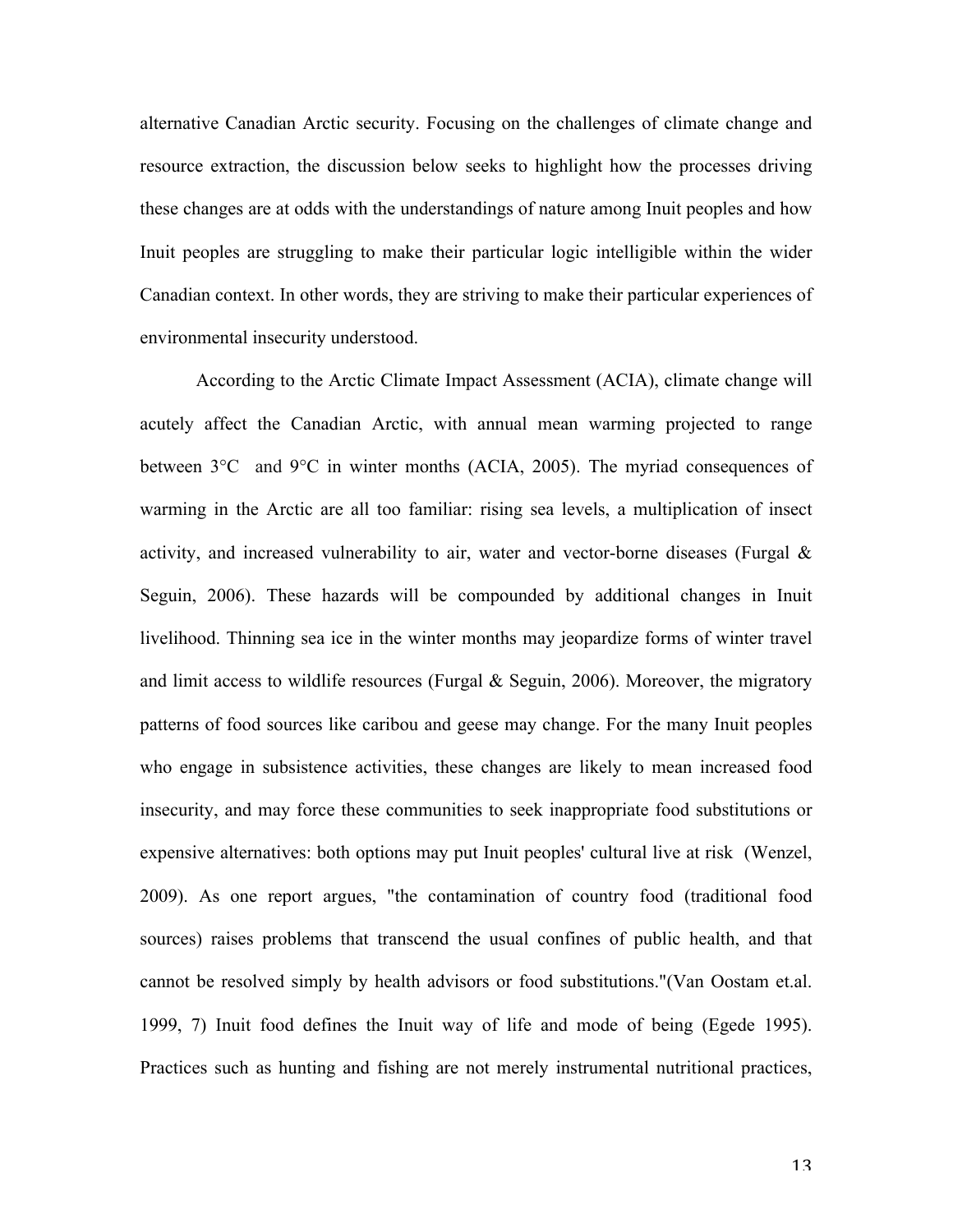alternative Canadian Arctic security. Focusing on the challenges of climate change and resource extraction, the discussion below seeks to highlight how the processes driving these changes are at odds with the understandings of nature among Inuit peoples and how Inuit peoples are struggling to make their particular logic intelligible within the wider Canadian context. In other words, they are striving to make their particular experiences of environmental insecurity understood.

According to the Arctic Climate Impact Assessment (ACIA), climate change will acutely affect the Canadian Arctic, with annual mean warming projected to range between 3°C and 9°C in winter months (ACIA, 2005). The myriad consequences of warming in the Arctic are all too familiar: rising sea levels, a multiplication of insect activity, and increased vulnerability to air, water and vector-borne diseases (Furgal & Seguin, 2006). These hazards will be compounded by additional changes in Inuit livelihood. Thinning sea ice in the winter months may jeopardize forms of winter travel and limit access to wildlife resources (Furgal & Seguin, 2006). Moreover, the migratory patterns of food sources like caribou and geese may change. For the many Inuit peoples who engage in subsistence activities, these changes are likely to mean increased food insecurity, and may force these communities to seek inappropriate food substitutions or expensive alternatives: both options may put Inuit peoples' cultural live at risk (Wenzel, 2009). As one report argues, "the contamination of country food (traditional food sources) raises problems that transcend the usual confines of public health, and that cannot be resolved simply by health advisors or food substitutions."(Van Oostam et.al. 1999, 7) Inuit food defines the Inuit way of life and mode of being (Egede 1995). Practices such as hunting and fishing are not merely instrumental nutritional practices,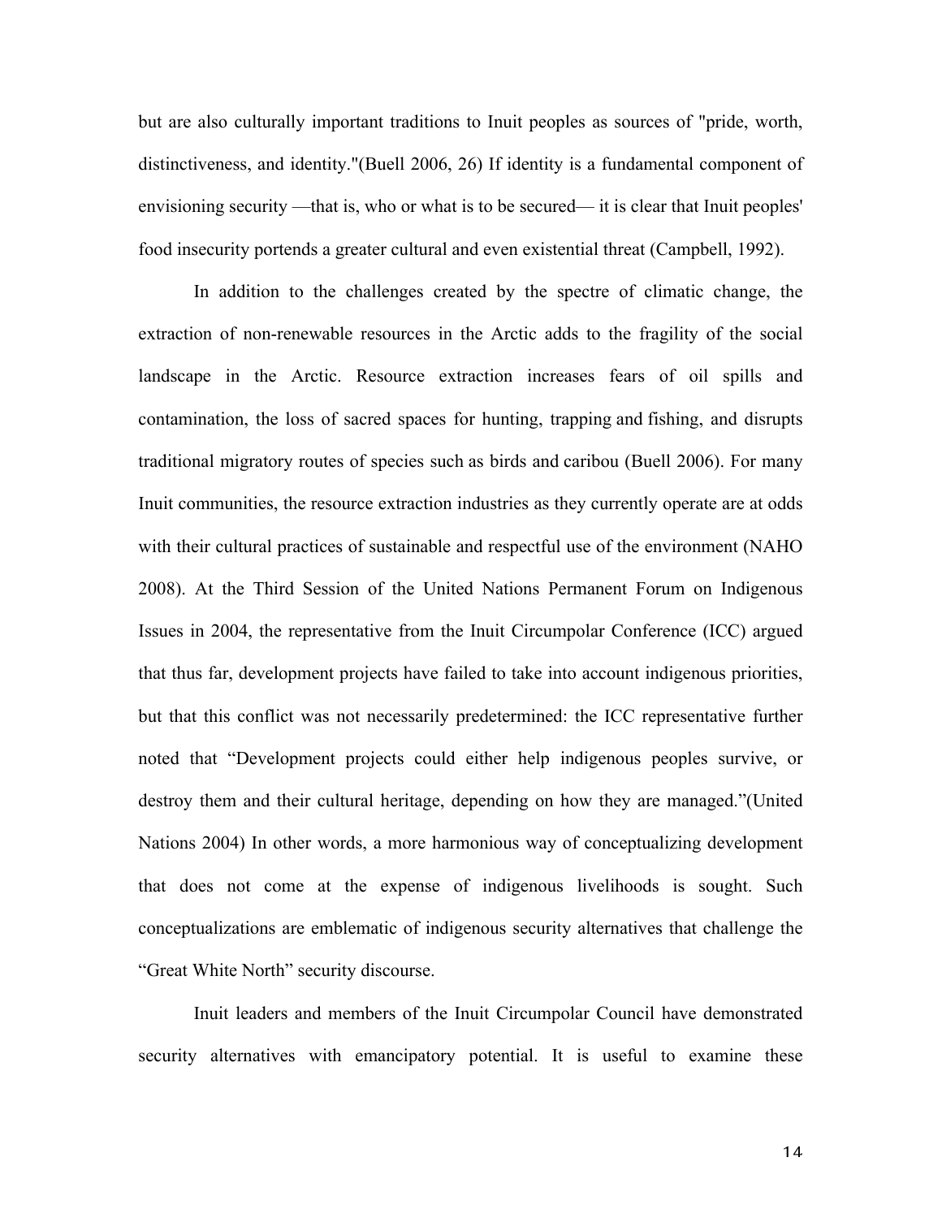but are also culturally important traditions to Inuit peoples as sources of "pride, worth, distinctiveness, and identity."(Buell 2006, 26) If identity is a fundamental component of envisioning security —that is, who or what is to be secured— it is clear that Inuit peoples' food insecurity portends a greater cultural and even existential threat (Campbell, 1992).

In addition to the challenges created by the spectre of climatic change, the extraction of non-renewable resources in the Arctic adds to the fragility of the social landscape in the Arctic. Resource extraction increases fears of oil spills and contamination, the loss of sacred spaces for hunting, trapping and fishing, and disrupts traditional migratory routes of species such as birds and caribou (Buell 2006). For many Inuit communities, the resource extraction industries as they currently operate are at odds with their cultural practices of sustainable and respectful use of the environment (NAHO 2008). At the Third Session of the United Nations Permanent Forum on Indigenous Issues in 2004, the representative from the Inuit Circumpolar Conference (ICC) argued that thus far, development projects have failed to take into account indigenous priorities, but that this conflict was not necessarily predetermined: the ICC representative further noted that "Development projects could either help indigenous peoples survive, or destroy them and their cultural heritage, depending on how they are managed."(United Nations 2004) In other words, a more harmonious way of conceptualizing development that does not come at the expense of indigenous livelihoods is sought. Such conceptualizations are emblematic of indigenous security alternatives that challenge the "Great White North" security discourse.

Inuit leaders and members of the Inuit Circumpolar Council have demonstrated security alternatives with emancipatory potential. It is useful to examine these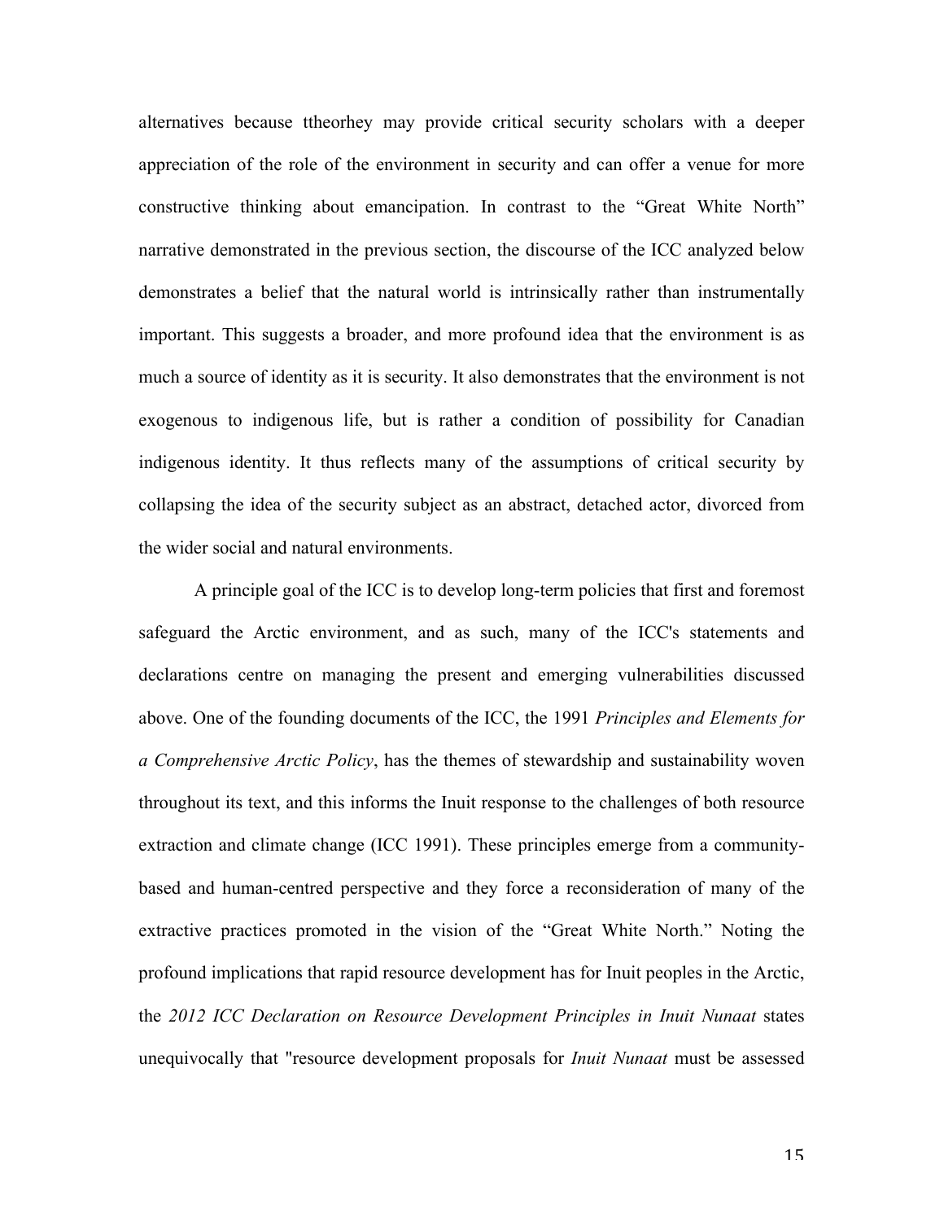alternatives because ttheorhey may provide critical security scholars with a deeper appreciation of the role of the environment in security and can offer a venue for more constructive thinking about emancipation. In contrast to the "Great White North" narrative demonstrated in the previous section, the discourse of the ICC analyzed below demonstrates a belief that the natural world is intrinsically rather than instrumentally important. This suggests a broader, and more profound idea that the environment is as much a source of identity as it is security. It also demonstrates that the environment is not exogenous to indigenous life, but is rather a condition of possibility for Canadian indigenous identity. It thus reflects many of the assumptions of critical security by collapsing the idea of the security subject as an abstract, detached actor, divorced from the wider social and natural environments.

A principle goal of the ICC is to develop long-term policies that first and foremost safeguard the Arctic environment, and as such, many of the ICC's statements and declarations centre on managing the present and emerging vulnerabilities discussed above. One of the founding documents of the ICC, the 1991 *Principles and Elements for a Comprehensive Arctic Policy*, has the themes of stewardship and sustainability woven throughout its text, and this informs the Inuit response to the challenges of both resource extraction and climate change (ICC 1991). These principles emerge from a community-based and human-centred perspective and they force a reconsideration of many of the extractive practices promoted in the vision of the "Great White North." Noting the profound implications that rapid resource development has for Inuit peoples in the Arctic, the *2012 ICC Declaration on Resource Development Principles in Inuit Nunaat* states unequivocally that "resource development proposals for *Inuit Nunaat* must be assessed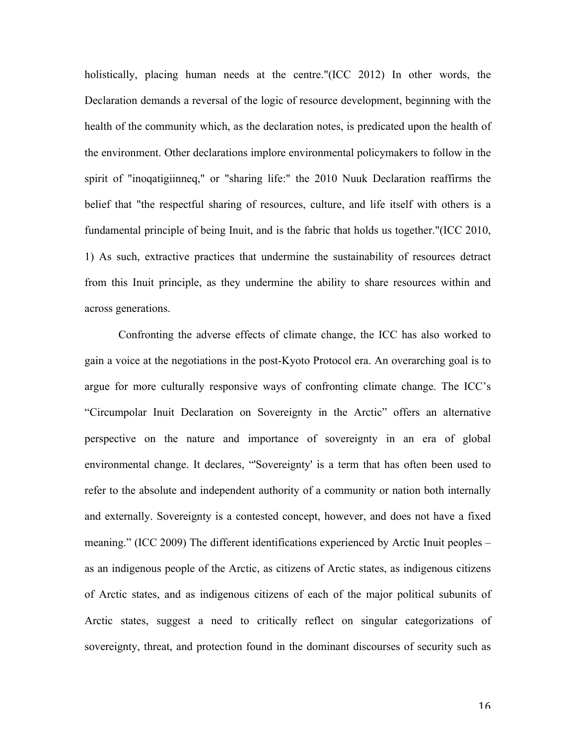holistically, placing human needs at the centre."(ICC 2012) In other words, the Declaration demands a reversal of the logic of resource development, beginning with the health of the community which, as the declaration notes, is predicated upon the health of the environment. Other declarations implore environmental policymakers to follow in the spirit of "inoqatigiinneq," or "sharing life:" the 2010 Nuuk Declaration reaffirms the belief that "the respectful sharing of resources, culture, and life itself with others is a fundamental principle of being Inuit, and is the fabric that holds us together."(ICC 2010, 1) As such, extractive practices that undermine the sustainability of resources detract from this Inuit principle, as they undermine the ability to share resources within and across generations.

Confronting the adverse effects of climate change, the ICC has also worked to gain a voice at the negotiations in the post-Kyoto Protocol era. An overarching goal is to argue for more culturally responsive ways of confronting climate change. The ICC's "Circumpolar Inuit Declaration on Sovereignty in the Arctic" offers an alternative perspective on the nature and importance of sovereignty in an era of global environmental change. It declares, "'Sovereignty' is a term that has often been used to refer to the absolute and independent authority of a community or nation both internally and externally. Sovereignty is a contested concept, however, and does not have a fixed meaning." (ICC 2009) The different identifications experienced by Arctic Inuit peoples – as an indigenous people of the Arctic, as citizens of Arctic states, as indigenous citizens of Arctic states, and as indigenous citizens of each of the major political subunits of Arctic states, suggest a need to critically reflect on singular categorizations of sovereignty, threat, and protection found in the dominant discourses of security such as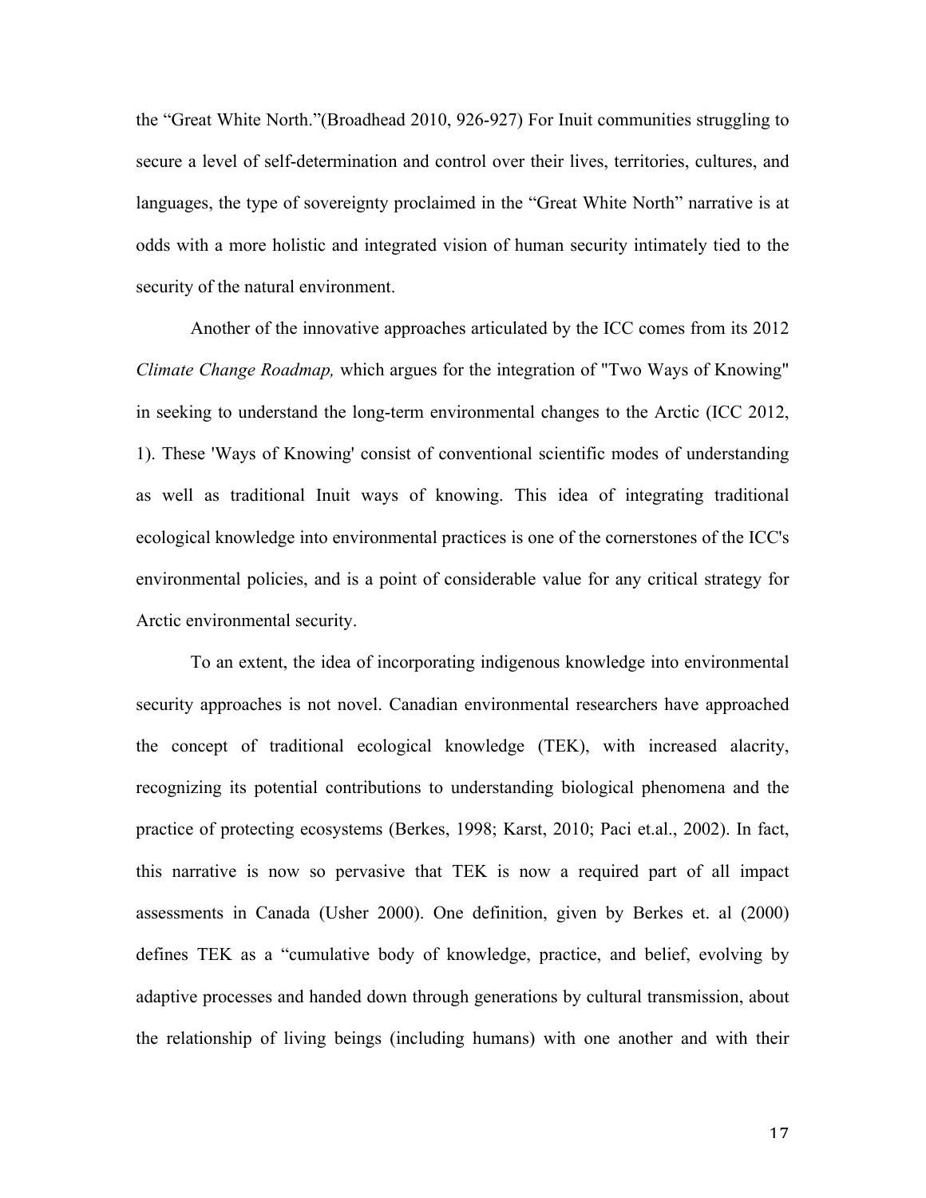the "Great White North."(Broadhead 2010, 926-927) For Inuit communities struggling to secure a level of self-determination and control over their lives, territories, cultures, and languages, the type of sovereignty proclaimed in the "Great White North" narrative is at odds with a more holistic and integrated vision of human security intimately tied to the security of the natural environment.

Another of the innovative approaches articulated by the ICC comes from its 2012 *Climate Change Roadmap,* which argues for the integration of "Two Ways of Knowing" in seeking to understand the long-term environmental changes to the Arctic (ICC 2012, 1). These 'Ways of Knowing' consist of conventional scientific modes of understanding as well as traditional Inuit ways of knowing. This idea of integrating traditional ecological knowledge into environmental practices is one of the cornerstones of the ICC's environmental policies, and is a point of considerable value for any critical strategy for Arctic environmental security.

To an extent, the idea of incorporating indigenous knowledge into environmental security approaches is not novel. Canadian environmental researchers have approached the concept of traditional ecological knowledge (TEK), with increased alacrity, recognizing its potential contributions to understanding biological phenomena and the practice of protecting ecosystems (Berkes, 1998; Karst, 2010; Paci et.al., 2002). In fact, this narrative is now so pervasive that TEK is now a required part of all impact assessments in Canada (Usher 2000). One definition, given by Berkes et. al (2000) defines TEK as a "cumulative body of knowledge, practice, and belief, evolving by adaptive processes and handed down through generations by cultural transmission, about the relationship of living beings (including humans) with one another and with their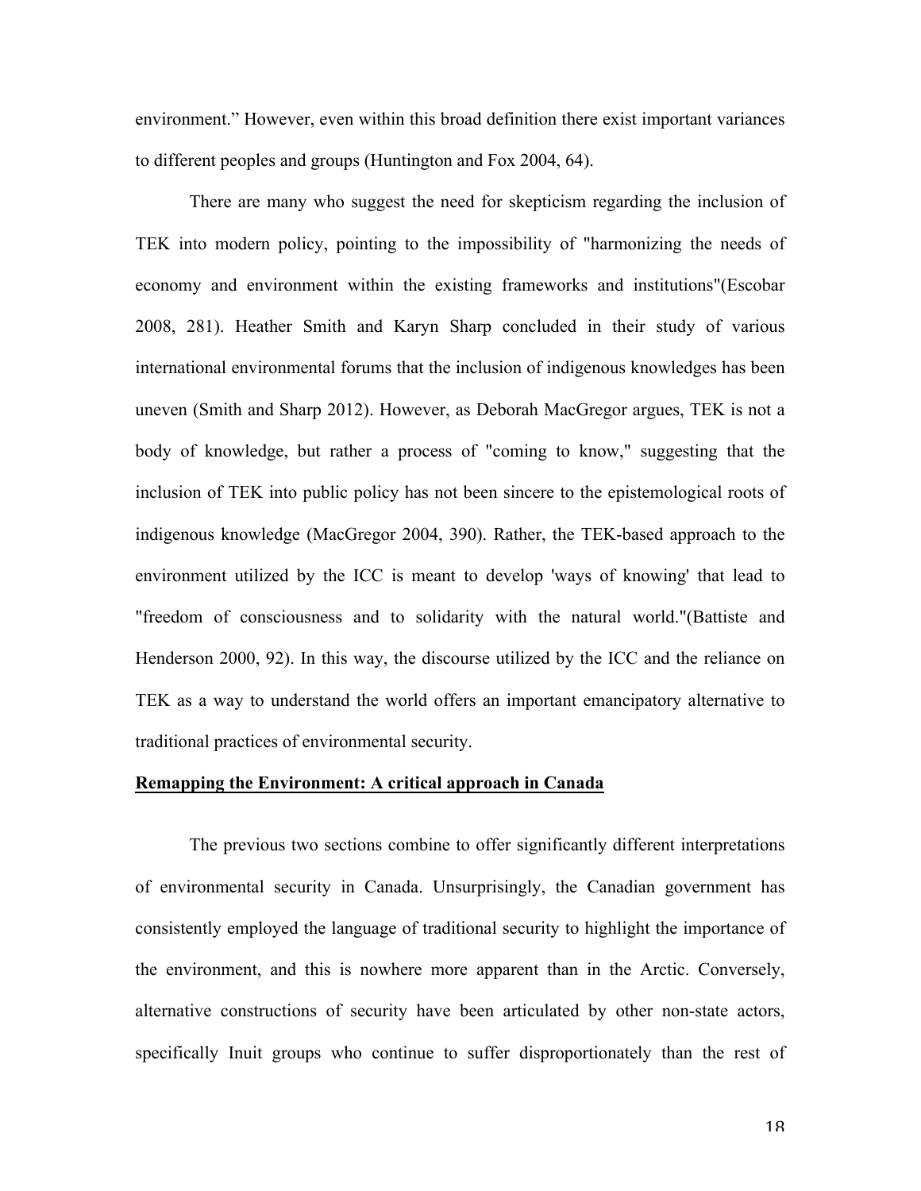environment." However, even within this broad definition there exist important variances to different peoples and groups (Huntington and Fox 2004, 64).

There are many who suggest the need for skepticism regarding the inclusion of TEK into modern policy, pointing to the impossibility of "harmonizing the needs of economy and environment within the existing frameworks and institutions"(Escobar 2008, 281). Heather Smith and Karyn Sharp concluded in their study of various international environmental forums that the inclusion of indigenous knowledges has been uneven (Smith and Sharp 2012). However, as Deborah MacGregor argues, TEK is not a body of knowledge, but rather a process of "coming to know," suggesting that the inclusion of TEK into public policy has not been sincere to the epistemological roots of indigenous knowledge (MacGregor 2004, 390). Rather, the TEK-based approach to the environment utilized by the ICC is meant to develop 'ways of knowing' that lead to "freedom of consciousness and to solidarity with the natural world."(Battiste and Henderson 2000, 92). In this way, the discourse utilized by the ICC and the reliance on TEK as a way to understand the world offers an important emancipatory alternative to traditional practices of environmental security.

## Remapping the Environment: A critical approach in Canada

The previous two sections combine to offer significantly different interpretations of environmental security in Canada. Unsurprisingly, the Canadian government has consistently employed the language of traditional security to highlight the importance of the environment, and this is nowhere more apparent than in the Arctic. Conversely, alternative constructions of security have been articulated by other non-state actors, specifically Inuit groups who continue to suffer disproportionately than the rest of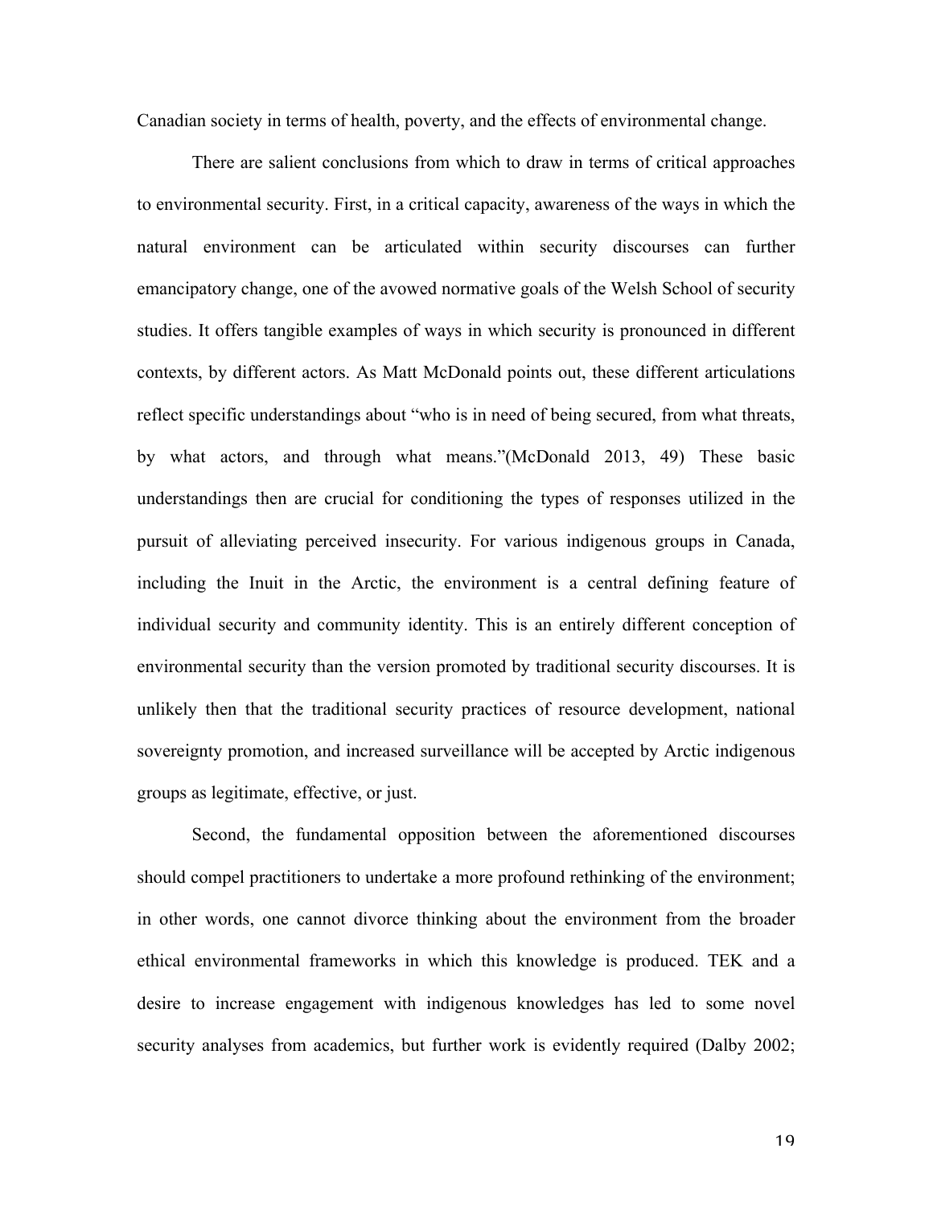Canadian society in terms of health, poverty, and the effects of environmental change.

There are salient conclusions from which to draw in terms of critical approaches to environmental security. First, in a critical capacity, awareness of the ways in which the natural environment can be articulated within security discourses can further emancipatory change, one of the avowed normative goals of the Welsh School of security studies. It offers tangible examples of ways in which security is pronounced in different contexts, by different actors. As Matt McDonald points out, these different articulations reflect specific understandings about "who is in need of being secured, from what threats, by what actors, and through what means."(McDonald 2013, 49) These basic understandings then are crucial for conditioning the types of responses utilized in the pursuit of alleviating perceived insecurity. For various indigenous groups in Canada, including the Inuit in the Arctic, the environment is a central defining feature of individual security and community identity. This is an entirely different conception of environmental security than the version promoted by traditional security discourses. It is unlikely then that the traditional security practices of resource development, national sovereignty promotion, and increased surveillance will be accepted by Arctic indigenous groups as legitimate, effective, or just.

Second, the fundamental opposition between the aforementioned discourses should compel practitioners to undertake a more profound rethinking of the environment; in other words, one cannot divorce thinking about the environment from the broader ethical environmental frameworks in which this knowledge is produced. TEK and a desire to increase engagement with indigenous knowledges has led to some novel security analyses from academics, but further work is evidently required (Dalby 2002;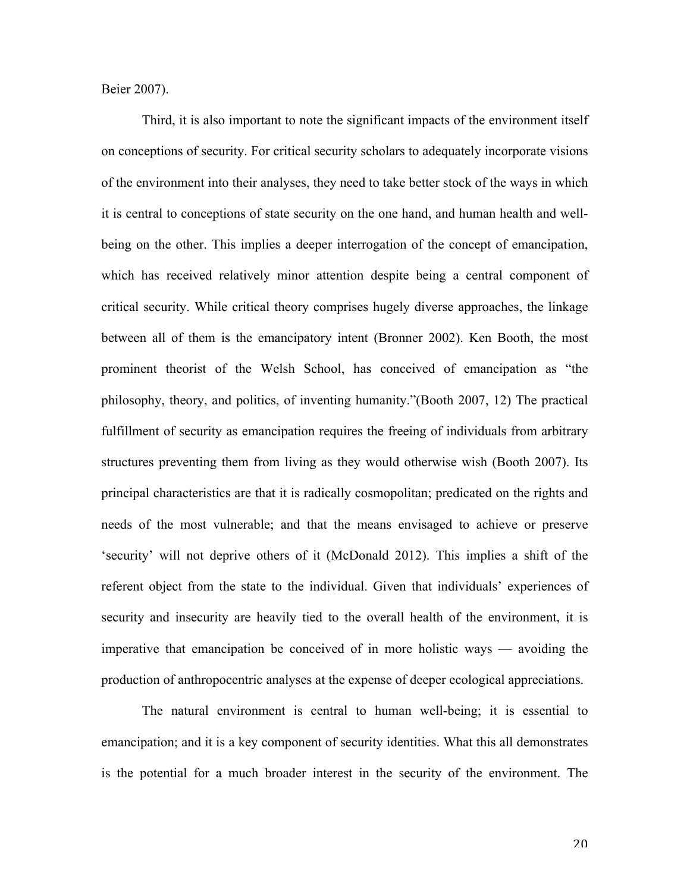Beier 2007).

Third, it is also important to note the significant impacts of the environment itself on conceptions of security. For critical security scholars to adequately incorporate visions of the environment into their analyses, they need to take better stock of the ways in which it is central to conceptions of state security on the one hand, and human health and well-being on the other. This implies a deeper interrogation of the concept of emancipation, which has received relatively minor attention despite being a central component of critical security. While critical theory comprises hugely diverse approaches, the linkage between all of them is the emancipatory intent (Bronner 2002). Ken Booth, the most prominent theorist of the Welsh School, has conceived of emancipation as "the philosophy, theory, and politics, of inventing humanity."(Booth 2007, 12) The practical fulfillment of security as emancipation requires the freeing of individuals from arbitrary structures preventing them from living as they would otherwise wish (Booth 2007). Its principal characteristics are that it is radically cosmopolitan; predicated on the rights and needs of the most vulnerable; and that the means envisaged to achieve or preserve 'security' will not deprive others of it (McDonald 2012). This implies a shift of the referent object from the state to the individual. Given that individuals' experiences of security and insecurity are heavily tied to the overall health of the environment, it is imperative that emancipation be conceived of in more holistic ways — avoiding the production of anthropocentric analyses at the expense of deeper ecological appreciations.

The natural environment is central to human well-being; it is essential to emancipation; and it is a key component of security identities. What this all demonstrates is the potential for a much broader interest in the security of the environment. The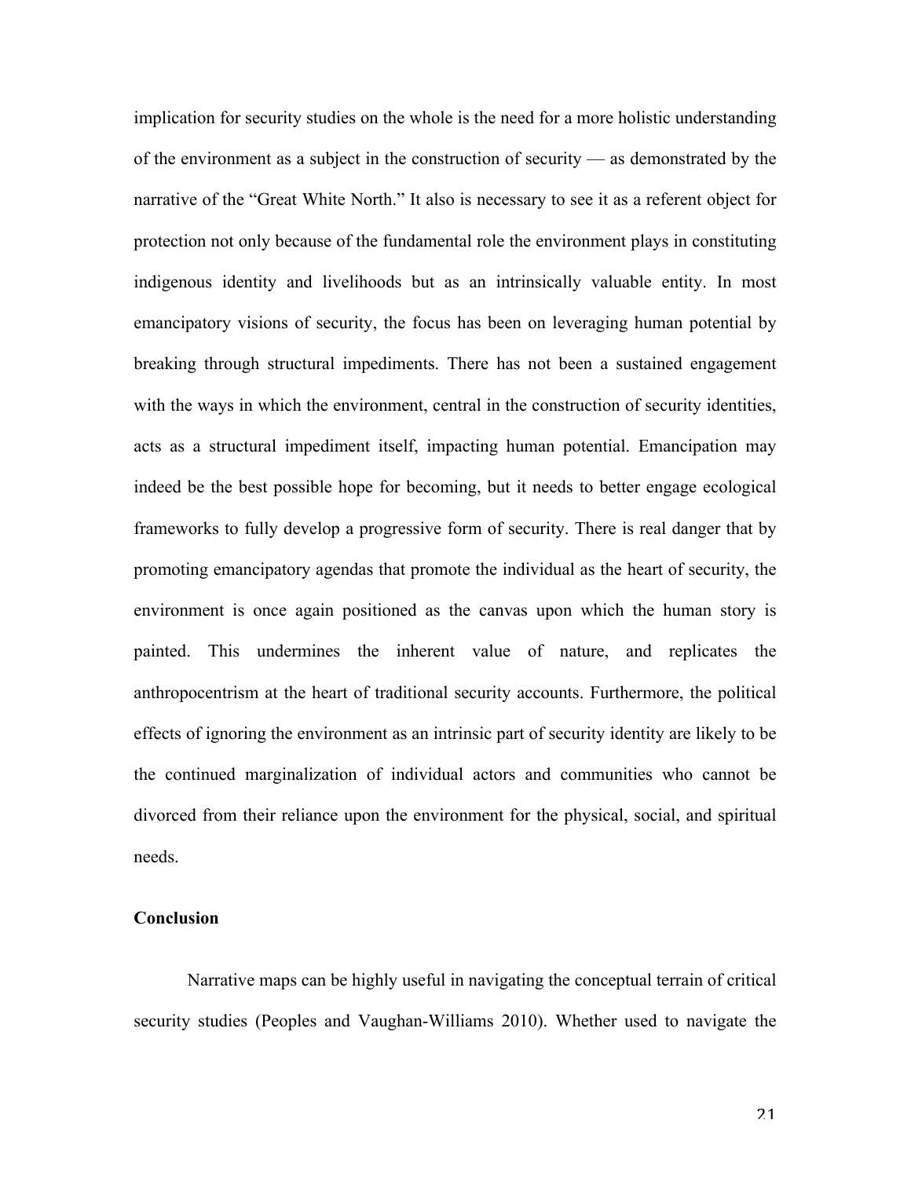implication for security studies on the whole is the need for a more holistic understanding of the environment as a subject in the construction of security — as demonstrated by the narrative of the "Great White North." It also is necessary to see it as a referent object for protection not only because of the fundamental role the environment plays in constituting indigenous identity and livelihoods but as an intrinsically valuable entity. In most emancipatory visions of security, the focus has been on leveraging human potential by breaking through structural impediments. There has not been a sustained engagement with the ways in which the environment, central in the construction of security identities, acts as a structural impediment itself, impacting human potential. Emancipation may indeed be the best possible hope for becoming, but it needs to better engage ecological frameworks to fully develop a progressive form of security. There is real danger that by promoting emancipatory agendas that promote the individual as the heart of security, the environment is once again positioned as the canvas upon which the human story is painted. This undermines the inherent value of nature, and replicates the anthropocentrism at the heart of traditional security accounts. Furthermore, the political effects of ignoring the environment as an intrinsic part of security identity are likely to be the continued marginalization of individual actors and communities who cannot be divorced from their reliance upon the environment for the physical, social, and spiritual needs.

## Conclusion

Narrative maps can be highly useful in navigating the conceptual terrain of critical security studies (Peoples and Vaughan-Williams 2010). Whether used to navigate the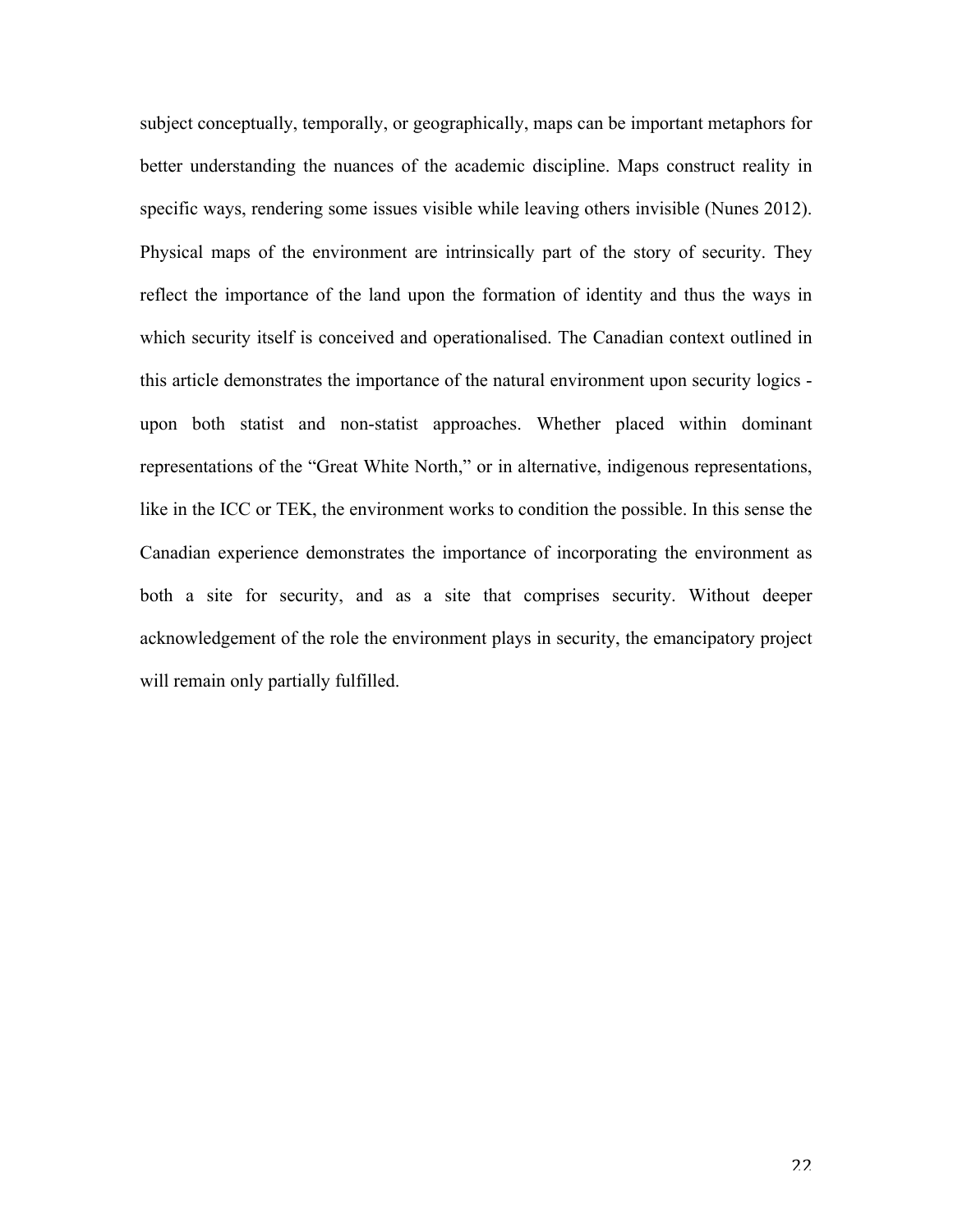subject conceptually, temporally, or geographically, maps can be important metaphors for better understanding the nuances of the academic discipline. Maps construct reality in specific ways, rendering some issues visible while leaving others invisible (Nunes 2012). Physical maps of the environment are intrinsically part of the story of security. They reflect the importance of the land upon the formation of identity and thus the ways in which security itself is conceived and operationalised. The Canadian context outlined in this article demonstrates the importance of the natural environment upon security logics - upon both statist and non-statist approaches. Whether placed within dominant representations of the "Great White North," or in alternative, indigenous representations, like in the ICC or TEK, the environment works to condition the possible. In this sense the Canadian experience demonstrates the importance of incorporating the environment as both a site for security, and as a site that comprises security. Without deeper acknowledgement of the role the environment plays in security, the emancipatory project will remain only partially fulfilled.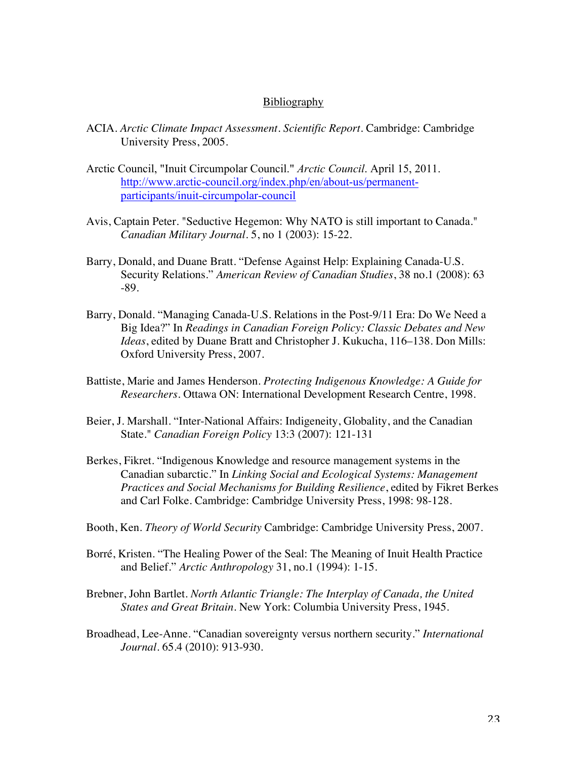## Bibliography

ACIA. *Arctic Climate Impact Assessment. Scientific Report*. Cambridge: Cambridge University Press, 2005.

Arctic Council, "Inuit Circumpolar Council." *Arctic Council*. April 15, 2011. [http://www.arctic-council.org/index.php/en/about-us/permanent-participants/inuit-circumpolar-council](http://www.arctic-council.org/index.php/en/about-us/permanent-participants/inuit-circumpolar-council)

Avis, Captain Peter. "Seductive Hegemon: Why NATO is still important to Canada." *Canadian Military Journal*. 5, no 1 (2003): 15-22.

Barry, Donald, and Duane Bratt. "Defense Against Help: Explaining Canada-U.S. Security Relations." *American Review of Canadian Studies*, 38 no.1 (2008): 63 -89.

Barry, Donald. "Managing Canada-U.S. Relations in the Post-9/11 Era: Do We Need a Big Idea?" In *Readings in Canadian Foreign Policy: Classic Debates and New Ideas*, edited by Duane Bratt and Christopher J. Kukucha, 116–138. Don Mills: Oxford University Press, 2007.

Battiste, Marie and James Henderson. *Protecting Indigenous Knowledge: A Guide for Researchers*. Ottawa ON: International Development Research Centre, 1998.

Beier, J. Marshall. "Inter-National Affairs: Indigeneity, Globality, and the Canadian State." *Canadian Foreign Policy* 13:3 (2007): 121-131

Berkes, Fikret. "Indigenous Knowledge and resource management systems in the Canadian subarctic." In *Linking Social and Ecological Systems: Management Practices and Social Mechanisms for Building Resilience*, edited by Fikret Berkes and Carl Folke. Cambridge: Cambridge University Press, 1998: 98-128.

Booth, Ken. *Theory of World Security* Cambridge: Cambridge University Press, 2007.

Borré, Kristen. "The Healing Power of the Seal: The Meaning of Inuit Health Practice and Belief." *Arctic Anthropology* 31, no.1 (1994): 1-15.

Brebner, John Bartlet. *North Atlantic Triangle: The Interplay of Canada, the United States and Great Britain*. New York: Columbia University Press, 1945.

Broadhead, Lee-Anne. "Canadian sovereignty versus northern security." *International Journal*. 65.4 (2010): 913-930.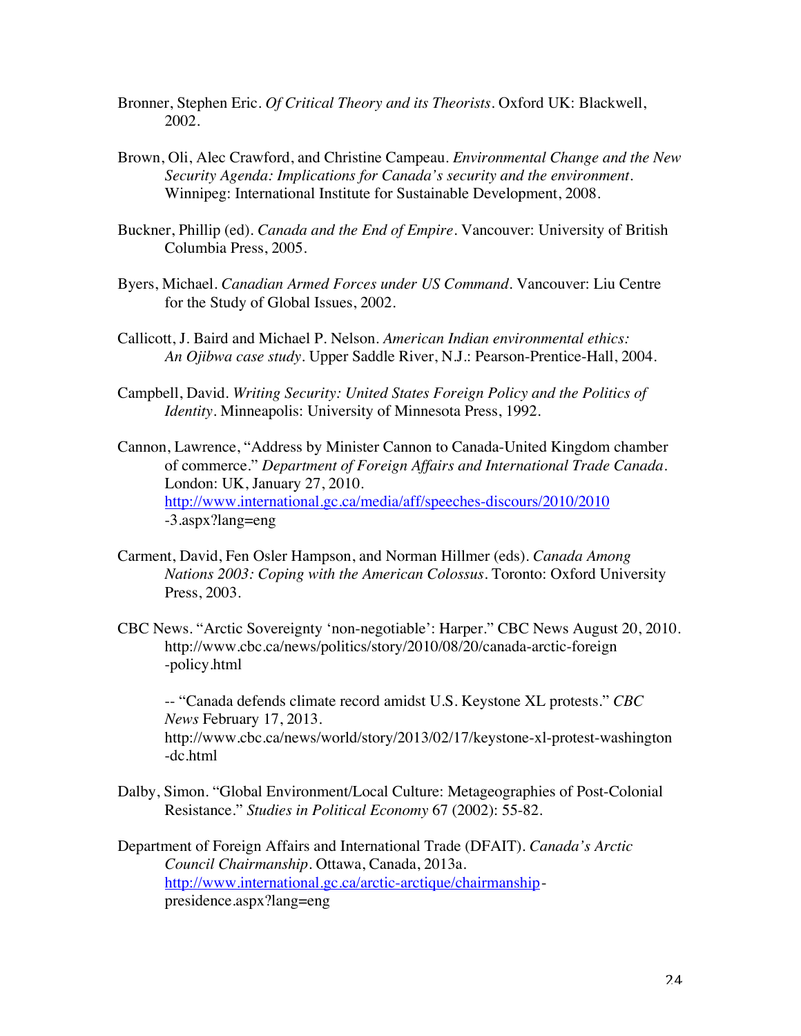Bronner, Stephen Eric. *Of Critical Theory and its Theorists*. Oxford UK: Blackwell, 2002.

Brown, Oli, Alec Crawford, and Christine Campeau. *Environmental Change and the New Security Agenda: Implications for Canada's security and the environment*. Winnipeg: International Institute for Sustainable Development, 2008.

Buckner, Phillip (ed). *Canada and the End of Empire*. Vancouver: University of British Columbia Press, 2005.

Byers, Michael. *Canadian Armed Forces under US Command*. Vancouver: Liu Centre for the Study of Global Issues, 2002.

Callicott, J. Baird and Michael P. Nelson. *American Indian environmental ethics: An Ojibwa case study*. Upper Saddle River, N.J.: Pearson-Prentice-Hall, 2004.

Campbell, David. *Writing Security: United States Foreign Policy and the Politics of Identity*. Minneapolis: University of Minnesota Press, 1992.

Cannon, Lawrence, "Address by Minister Cannon to Canada-United Kingdom chamber of commerce." *Department of Foreign Affairs and International Trade Canada*. London: UK, January 27, 2010. http://www.international.gc.ca/media/aff/speeches-discours/2010/2010-3.aspx?lang=eng

Carment, David, Fen Osler Hampson, and Norman Hillmer (eds). *Canada Among Nations 2003: Coping with the American Colossus*. Toronto: Oxford University Press, 2003.

CBC News. "Arctic Sovereignty 'non-negotiable': Harper." CBC News August 20, 2010. http://www.cbc.ca/news/politics/story/2010/08/20/canada-arctic-foreign-policy.html

-- "Canada defends climate record amidst U.S. Keystone XL protests." *CBC News* February 17, 2013. http://www.cbc.ca/news/world/story/2013/02/17/keystone-xl-protest-washington-dc.html

Dalby, Simon. "Global Environment/Local Culture: Metageographies of Post-Colonial Resistance." *Studies in Political Economy* 67 (2002): 55-82.

Department of Foreign Affairs and International Trade (DFAIT). *Canada's Arctic Council Chairmanship*. Ottawa, Canada, 2013a. http://www.international.gc.ca/arctic-arctique/chairmanship-presidence.aspx?lang=eng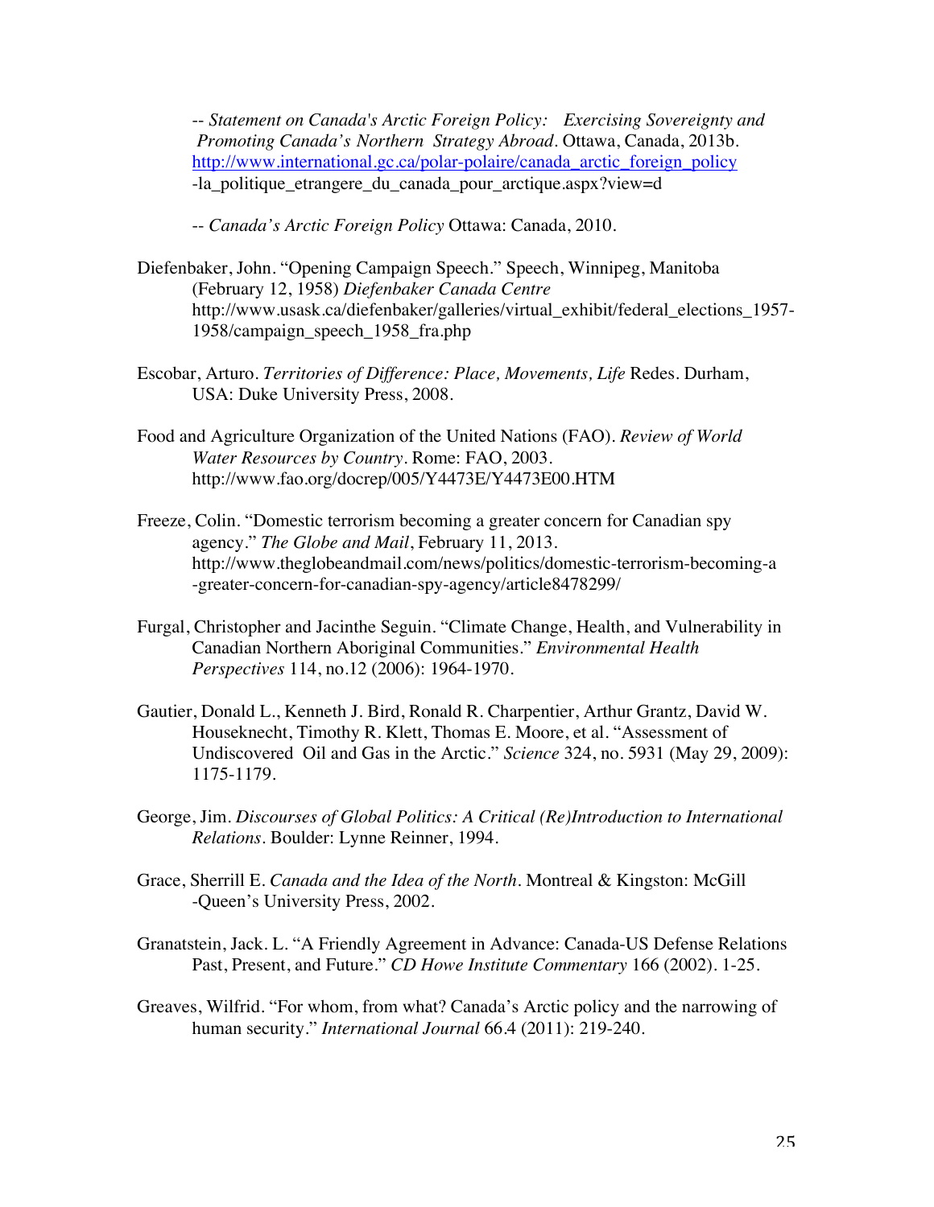-- *Statement on Canada's Arctic Foreign Policy: Exercising Sovereignty and Promoting Canada's Northern Strategy Abroad*. Ottawa, Canada, 2013b. http://www.international.gc.ca/polar-polaire/canada_arctic_foreign_policy-la_politique_etrangere_du_canada_pour_arctique.aspx?view=d

-- *Canada's Arctic Foreign Policy* Ottawa: Canada, 2010.

Diefenbaker, John. "Opening Campaign Speech." Speech, Winnipeg, Manitoba (February 12, 1958) *Diefenbaker Canada Centre* http://www.usask.ca/diefenbaker/galleries/virtual_exhibit/federal_elections_1957-1958/campaign_speech_1958_fra.php

Escobar, Arturo. *Territories of Difference: Place, Movements, Life* Redes. Durham, USA: Duke University Press, 2008.

Food and Agriculture Organization of the United Nations (FAO). *Review of World Water Resources by Country*. Rome: FAO, 2003. http://www.fao.org/docrep/005/Y4473E/Y4473E00.HTM

Freeze, Colin. "Domestic terrorism becoming a greater concern for Canadian spy agency." *The Globe and Mail*, February 11, 2013. http://www.theglobeandmail.com/news/politics/domestic-terrorism-becoming-a-greater-concern-for-canadian-spy-agency/article8478299/

Furgal, Christopher and Jacinthe Seguin. "Climate Change, Health, and Vulnerability in Canadian Northern Aboriginal Communities." *Environmental Health Perspectives* 114, no.12 (2006): 1964-1970.

Gautier, Donald L., Kenneth J. Bird, Ronald R. Charpentier, Arthur Grantz, David W. Houseknecht, Timothy R. Klett, Thomas E. Moore, et al. "Assessment of Undiscovered Oil and Gas in the Arctic." *Science* 324, no. 5931 (May 29, 2009): 1175-1179.

George, Jim. *Discourses of Global Politics: A Critical (Re)Introduction to International Relations*. Boulder: Lynne Reinner, 1994.

Grace, Sherrill E. *Canada and the Idea of the North*. Montreal & Kingston: McGill-Queen's University Press, 2002.

Granatstein, Jack. L. "A Friendly Agreement in Advance: Canada-US Defense Relations Past, Present, and Future." *CD Howe Institute Commentary* 166 (2002). 1-25.

Greaves, Wilfrid. "For whom, from what? Canada's Arctic policy and the narrowing of human security." *International Journal* 66.4 (2011): 219-240.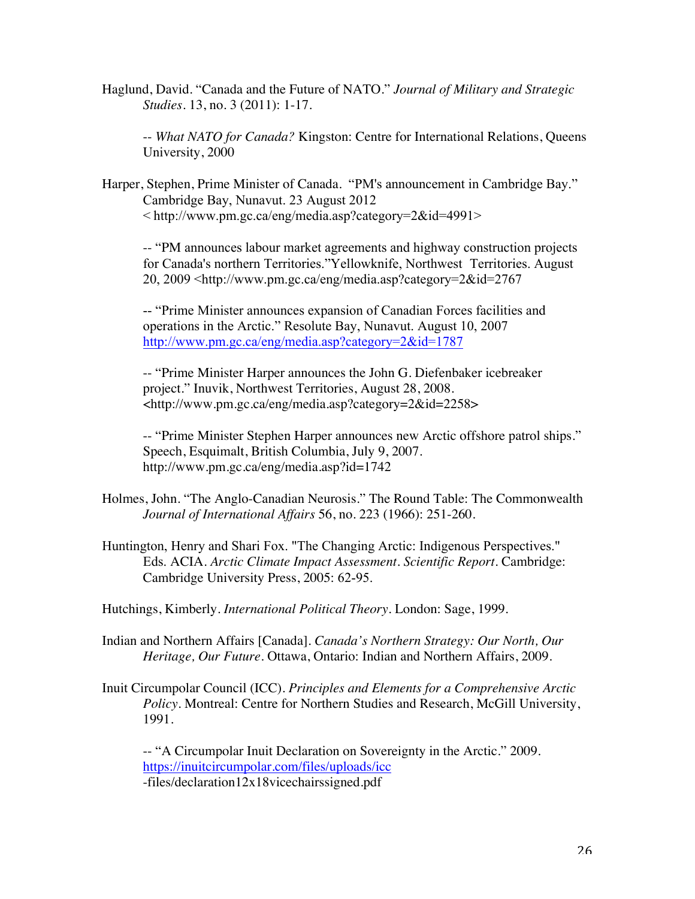Haglund, David. "Canada and the Future of NATO." *Journal of Military and Strategic Studies*. 13, no. 3 (2011): 1-17.

-- *What NATO for Canada?* Kingston: Centre for International Relations, Queens University, 2000

Harper, Stephen, Prime Minister of Canada. "PM's announcement in Cambridge Bay." Cambridge Bay, Nunavut. 23 August 2012 < http://www.pm.gc.ca/eng/media.asp?category=2&id=4991>

-- "PM announces labour market agreements and highway construction projects for Canada's northern Territories."Yellowknife, Northwest Territories. August 20, 2009 <http://www.pm.gc.ca/eng/media.asp?category=2&id=2767

-- "Prime Minister announces expansion of Canadian Forces facilities and operations in the Arctic." Resolute Bay, Nunavut. August 10, 2007 http://www.pm.gc.ca/eng/media.asp?category=2&id=1787

-- "Prime Minister Harper announces the John G. Diefenbaker icebreaker project." Inuvik, Northwest Territories, August 28, 2008. <http://www.pm.gc.ca/eng/media.asp?category=2&id=2258>

-- "Prime Minister Stephen Harper announces new Arctic offshore patrol ships." Speech, Esquimalt, British Columbia, July 9, 2007. http://www.pm.gc.ca/eng/media.asp?id=1742

Holmes, John. "The Anglo-Canadian Neurosis." The Round Table: The Commonwealth *Journal of International Affairs* 56, no. 223 (1966): 251-260.

Huntington, Henry and Shari Fox. "The Changing Arctic: Indigenous Perspectives." Eds. ACIA. *Arctic Climate Impact Assessment*. *Scientific Report*. Cambridge: Cambridge University Press, 2005: 62-95.

Hutchings, Kimberly. *International Political Theory*. London: Sage, 1999.

Indian and Northern Affairs [Canada]. *Canada's Northern Strategy: Our North, Our Heritage, Our Future*. Ottawa, Ontario: Indian and Northern Affairs, 2009.

Inuit Circumpolar Council (ICC). *Principles and Elements for a Comprehensive Arctic Policy*. Montreal: Centre for Northern Studies and Research, McGill University, 1991.

-- "A Circumpolar Inuit Declaration on Sovereignty in the Arctic." 2009. https://inuitcircumpolar.com/files/uploads/icc-files/declaration12x18vicechairssigned.pdf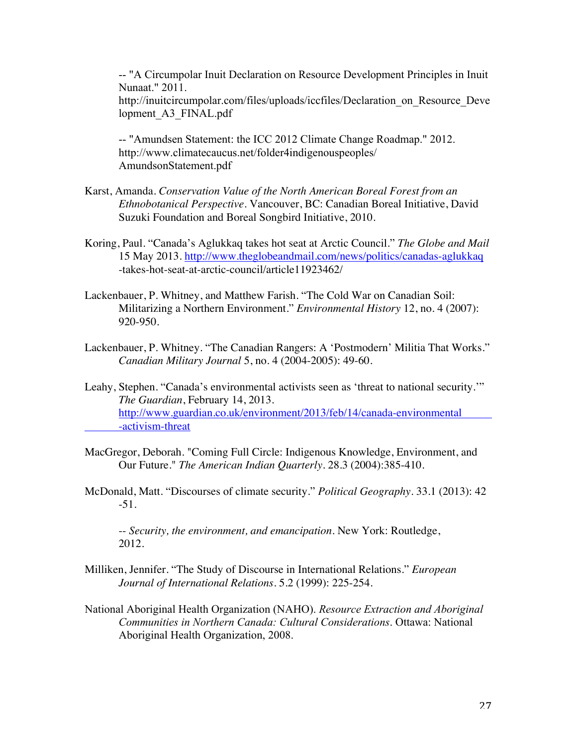-- "A Circumpolar Inuit Declaration on Resource Development Principles in Inuit Nunaat." 2011. http://inuitcircumpolar.com/files/uploads/iccfiles/Declaration_on_Resource_Development_A3_FINAL.pdf

-- "Amundsen Statement: the ICC 2012 Climate Change Roadmap." 2012. http://www.climatecaucus.net/folder4indigenouspeoples/AmundsonStatement.pdf

Karst, Amanda. *Conservation Value of the North American Boreal Forest from an Ethnobotanical Perspective*. Vancouver, BC: Canadian Boreal Initiative, David Suzuki Foundation and Boreal Songbird Initiative, 2010.

Koring, Paul. "Canada's Aglukkaq takes hot seat at Arctic Council." *The Globe and Mail* 15 May 2013. http://www.theglobeandmail.com/news/politics/canadas-aglukkaq-takes-hot-seat-at-arctic-council/article11923462/

Lackenbauer, P. Whitney, and Matthew Farish. "The Cold War on Canadian Soil: Militarizing a Northern Environment." *Environmental History* 12, no. 4 (2007): 920-950.

Lackenbauer, P. Whitney. "The Canadian Rangers: A 'Postmodern' Militia That Works." *Canadian Military Journal* 5, no. 4 (2004-2005): 49-60.

Leahy, Stephen. "Canada's environmental activists seen as 'threat to national security.'" *The Guardian*, February 14, 2013. http://www.guardian.co.uk/environment/2013/feb/14/canada-environmental-activism-threat

MacGregor, Deborah. "Coming Full Circle: Indigenous Knowledge, Environment, and Our Future." *The American Indian Quarterly*. 28.3 (2004):385-410.

McDonald, Matt. "Discourses of climate security." *Political Geography*. 33.1 (2013): 42-51.

-- *Security, the environment, and emancipation*. New York: Routledge, 2012.

Milliken, Jennifer. "The Study of Discourse in International Relations." *European Journal of International Relations*. 5.2 (1999): 225-254.

National Aboriginal Health Organization (NAHO). *Resource Extraction and Aboriginal Communities in Northern Canada: Cultural Considerations*. Ottawa: National Aboriginal Health Organization, 2008.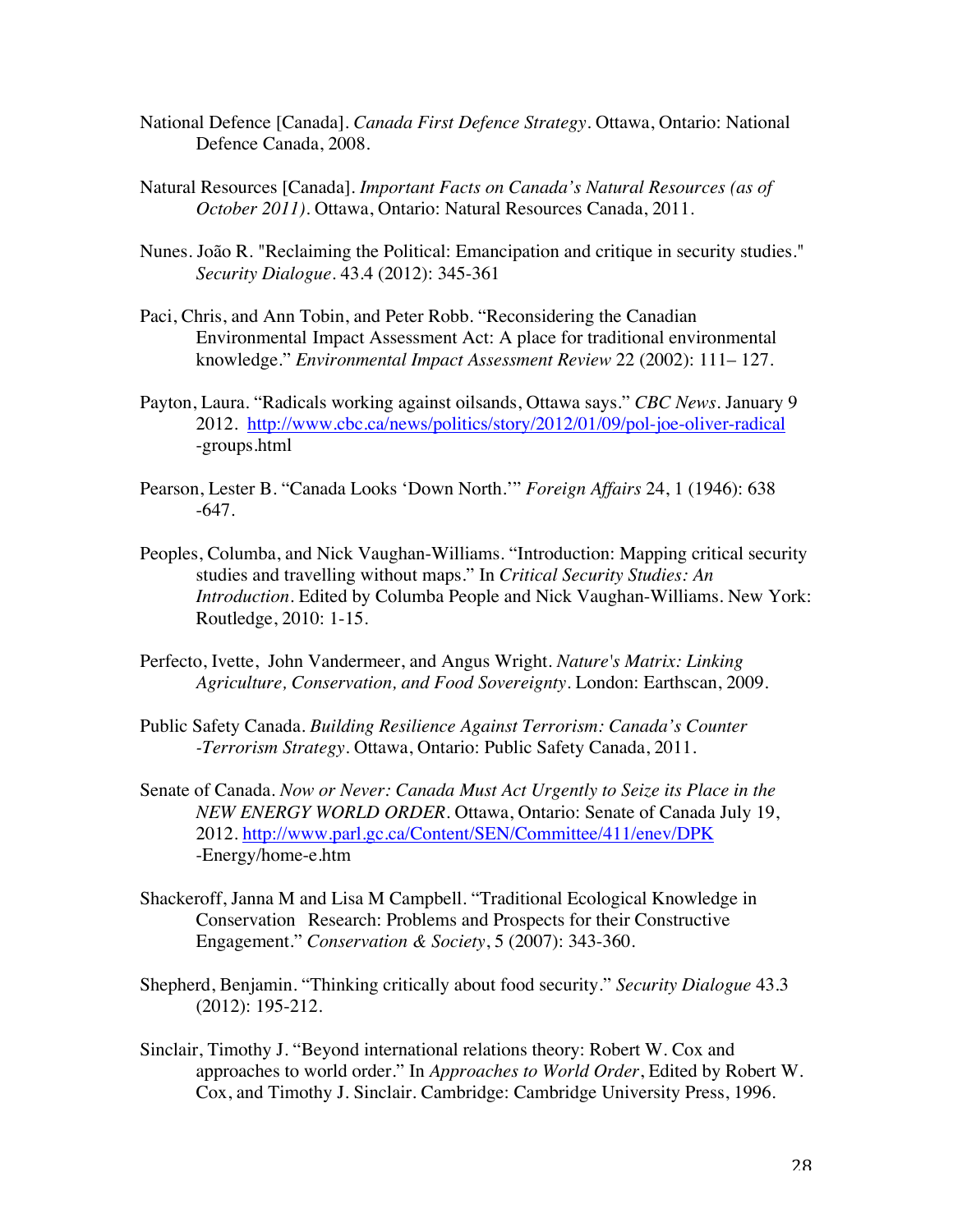National Defence [Canada]. *Canada First Defence Strategy*. Ottawa, Ontario: National Defence Canada, 2008.

Natural Resources [Canada]. *Important Facts on Canada's Natural Resources (as of October 2011)*. Ottawa, Ontario: Natural Resources Canada, 2011.

Nunes. João R. "Reclaiming the Political: Emancipation and critique in security studies." *Security Dialogue*. 43.4 (2012): 345-361

Paci, Chris, and Ann Tobin, and Peter Robb. "Reconsidering the Canadian Environmental Impact Assessment Act: A place for traditional environmental knowledge." *Environmental Impact Assessment Review* 22 (2002): 111– 127.

Payton, Laura. "Radicals working against oilsands, Ottawa says." *CBC News*. January 9 2012. http://www.cbc.ca/news/politics/story/2012/01/09/pol-joe-oliver-radical-groups.html

Pearson, Lester B. "Canada Looks 'Down North.'" *Foreign Affairs* 24, 1 (1946): 638-647.

Peoples, Columba, and Nick Vaughan-Williams. "Introduction: Mapping critical security studies and travelling without maps." In *Critical Security Studies: An Introduction*. Edited by Columba People and Nick Vaughan-Williams. New York: Routledge, 2010: 1-15.

Perfecto, Ivette, John Vandermeer, and Angus Wright. *Nature's Matrix: Linking Agriculture, Conservation, and Food Sovereignty*. London: Earthscan, 2009.

Public Safety Canada. *Building Resilience Against Terrorism: Canada's Counter-Terrorism Strategy*. Ottawa, Ontario: Public Safety Canada, 2011.

Senate of Canada. *Now or Never: Canada Must Act Urgently to Seize its Place in the NEW ENERGY WORLD ORDER*. Ottawa, Ontario: Senate of Canada July 19, 2012. http://www.parl.gc.ca/Content/SEN/Committee/411/enev/DPK-Energy/home-e.htm

Shackeroff, Janna M and Lisa M Campbell. "Traditional Ecological Knowledge in Conservation Research: Problems and Prospects for their Constructive Engagement." *Conservation & Society*, 5 (2007): 343-360.

Shepherd, Benjamin. "Thinking critically about food security." *Security Dialogue* 43.3 (2012): 195-212.

Sinclair, Timothy J. "Beyond international relations theory: Robert W. Cox and approaches to world order." In *Approaches to World Order*, Edited by Robert W. Cox, and Timothy J. Sinclair. Cambridge: Cambridge University Press, 1996.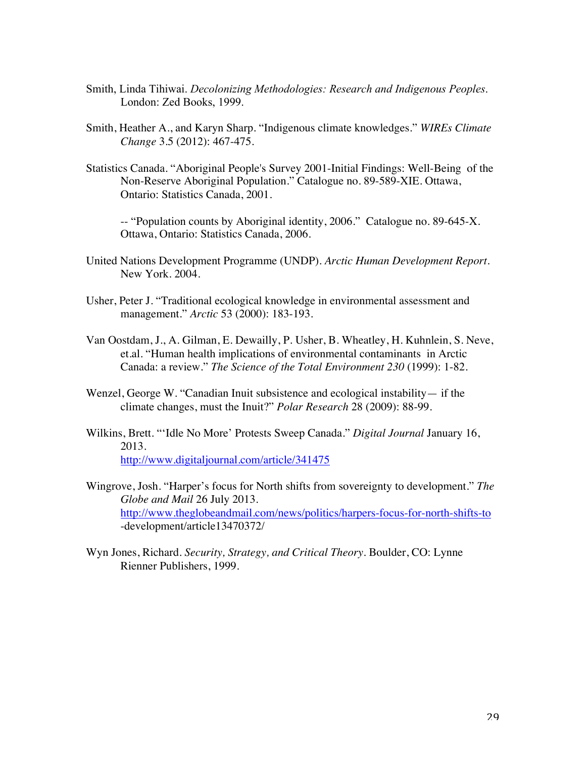Smith, Linda Tihiwai. *Decolonizing Methodologies: Research and Indigenous Peoples*. London: Zed Books, 1999.

Smith, Heather A., and Karyn Sharp. "Indigenous climate knowledges." *WIREs Climate Change* 3.5 (2012): 467-475.

Statistics Canada. "Aboriginal People's Survey 2001-Initial Findings: Well-Being of the Non-Reserve Aboriginal Population." Catalogue no. 89-589-XIE. Ottawa, Ontario: Statistics Canada, 2001.

-- "Population counts by Aboriginal identity, 2006." Catalogue no. 89-645-X. Ottawa, Ontario: Statistics Canada, 2006.

United Nations Development Programme (UNDP). *Arctic Human Development Report*. New York. 2004.

Usher, Peter J. "Traditional ecological knowledge in environmental assessment and management." *Arctic* 53 (2000): 183-193.

Van Oostdam, J., A. Gilman, E. Dewailly, P. Usher, B. Wheatley, H. Kuhnlein, S. Neve, et.al. "Human health implications of environmental contaminants in Arctic Canada: a review." *The Science of the Total Environment 230* (1999): 1-82.

Wenzel, George W. "Canadian Inuit subsistence and ecological instability— if the climate changes, must the Inuit?" *Polar Research* 28 (2009): 88-99.

Wilkins, Brett. "'Idle No More' Protests Sweep Canada." *Digital Journal* January 16, 2013. http://www.digitaljournal.com/article/341475

Wingrove, Josh. "Harper's focus for North shifts from sovereignty to development." *The Globe and Mail* 26 July 2013. http://www.theglobeandmail.com/news/politics/harpers-focus-for-north-shifts-to-development/article13470372/

Wyn Jones, Richard. *Security, Strategy, and Critical Theory*. Boulder, CO: Lynne Rienner Publishers, 1999.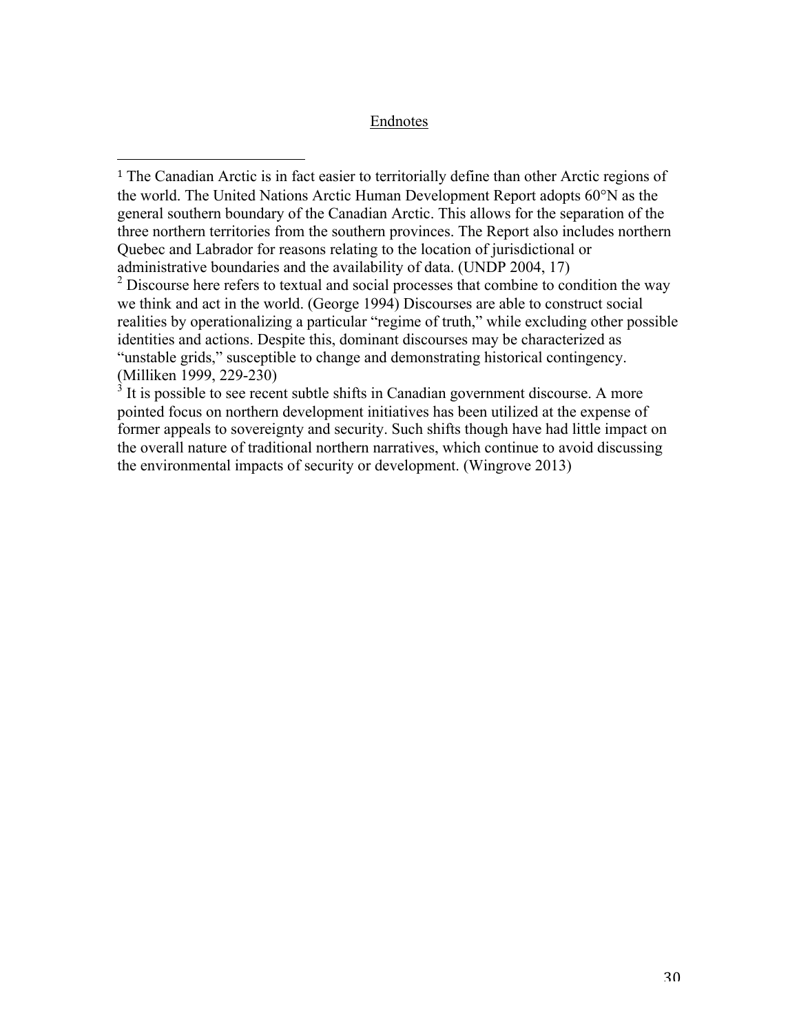## Endnotes

[1] The Canadian Arctic is in fact easier to territorially define than other Arctic regions of the world. The United Nations Arctic Human Development Report adopts 60°N as the general southern boundary of the Canadian Arctic. This allows for the separation of the three northern territories from the southern provinces. The Report also includes northern Quebec and Labrador for reasons relating to the location of jurisdictional or administrative boundaries and the availability of data. (UNDP 2004, 17)

[2] Discourse here refers to textual and social processes that combine to condition the way we think and act in the world. (George 1994) Discourses are able to construct social realities by operationalizing a particular "regime of truth," while excluding other possible identities and actions. Despite this, dominant discourses may be characterized as "unstable grids," susceptible to change and demonstrating historical contingency. (Milliken 1999, 229-230)

[3] It is possible to see recent subtle shifts in Canadian government discourse. A more pointed focus on northern development initiatives has been utilized at the expense of former appeals to sovereignty and security. Such shifts though have had little impact on the overall nature of traditional northern narratives, which continue to avoid discussing the environmental impacts of security or development. (Wingrove 2013)